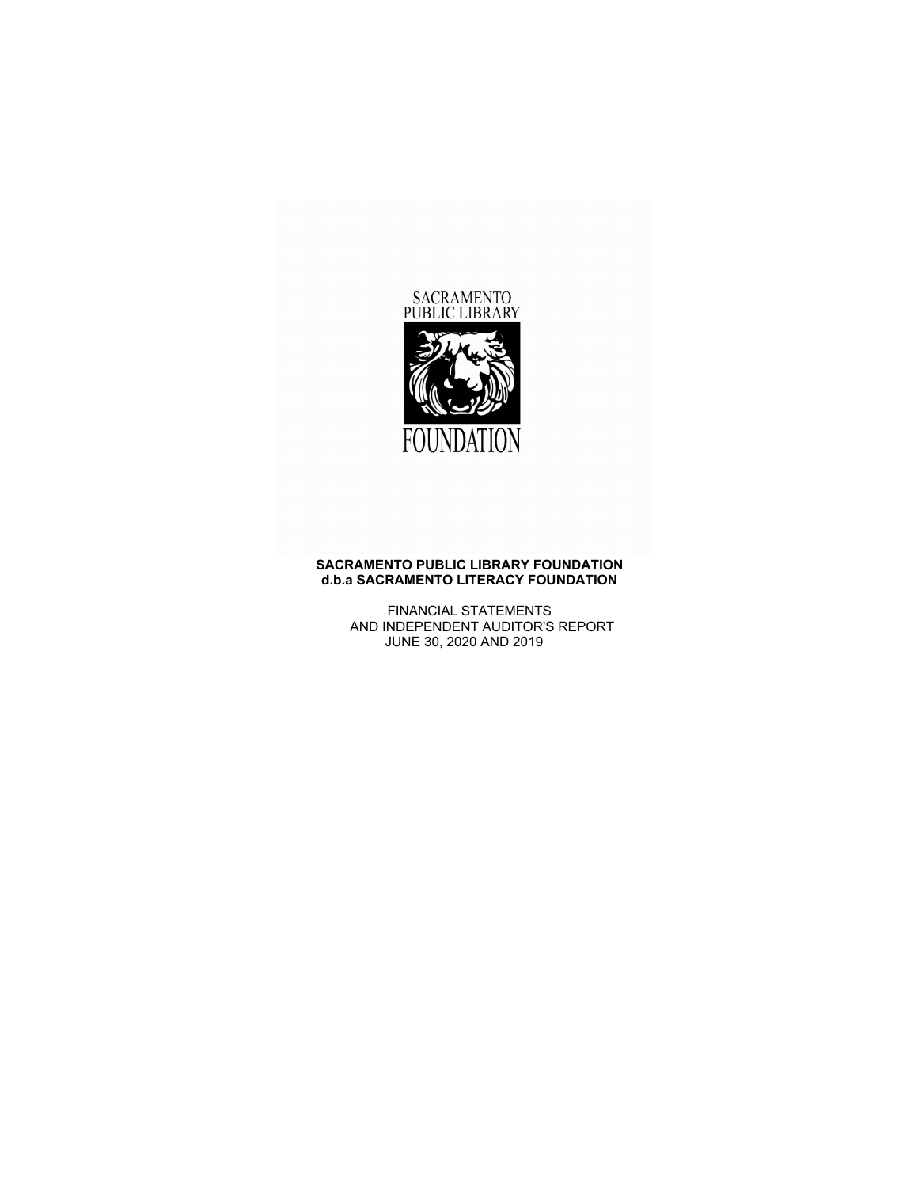SACRAMENTO PUBLIC LIBRARY

FOUNDATION

# SACRAMENTO PUBLIC LIBRARY FOUNDATION
# d.b.a SACRAMENTO LITERACY FOUNDATION

FINANCIAL STATEMENTS
AND INDEPENDENT AUDITOR'S REPORT
JUNE 30, 2020 AND 2019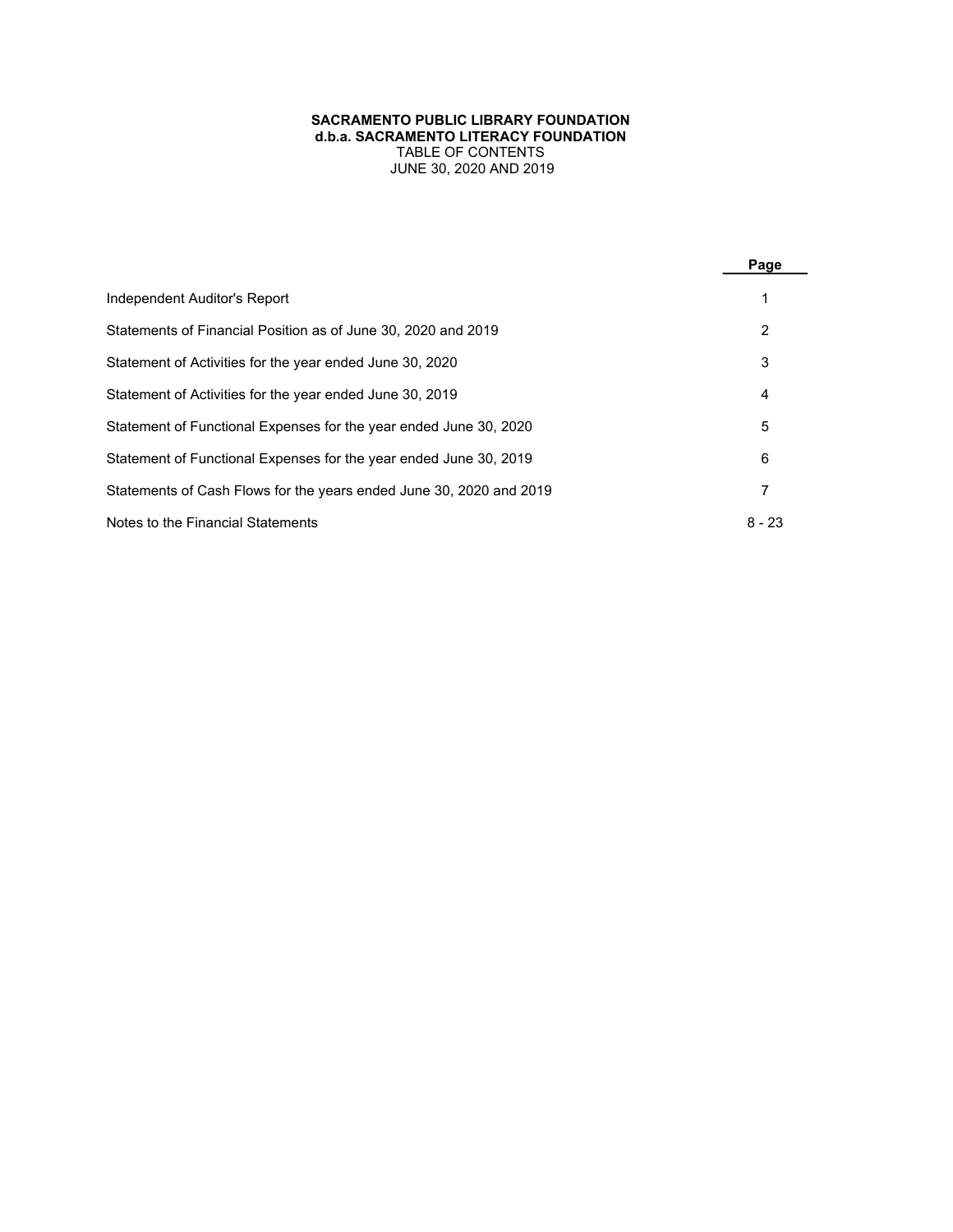**SACRAMENTO PUBLIC LIBRARY FOUNDATION**
**d.b.a. SACRAMENTO LITERACY FOUNDATION**
TABLE OF CONTENTS
JUNE 30, 2020 AND 2019

| | Page |
|---|---|
| Independent Auditor's Report | 1 |
| Statements of Financial Position as of June 30, 2020 and 2019 | 2 |
| Statement of Activities for the year ended June 30, 2020 | 3 |
| Statement of Activities for the year ended June 30, 2019 | 4 |
| Statement of Functional Expenses for the year ended June 30, 2020 | 5 |
| Statement of Functional Expenses for the year ended June 30, 2019 | 6 |
| Statements of Cash Flows for the years ended June 30, 2020 and 2019 | 7 |
| Notes to the Financial Statements | 8 - 23 |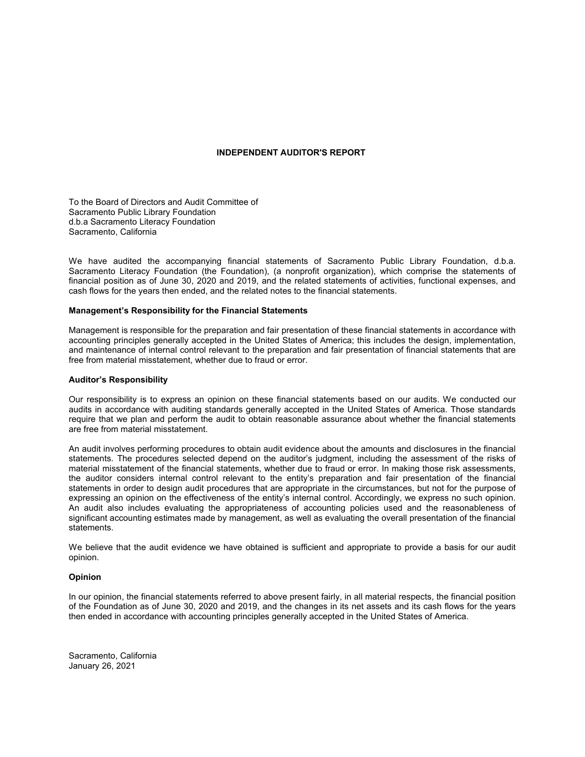# INDEPENDENT AUDITOR'S REPORT

To the Board of Directors and Audit Committee of
Sacramento Public Library Foundation
d.b.a Sacramento Literacy Foundation
Sacramento, California

We have audited the accompanying financial statements of Sacramento Public Library Foundation, d.b.a. Sacramento Literacy Foundation (the Foundation), (a nonprofit organization), which comprise the statements of financial position as of June 30, 2020 and 2019, and the related statements of activities, functional expenses, and cash flows for the years then ended, and the related notes to the financial statements.

**Management's Responsibility for the Financial Statements**

Management is responsible for the preparation and fair presentation of these financial statements in accordance with accounting principles generally accepted in the United States of America; this includes the design, implementation, and maintenance of internal control relevant to the preparation and fair presentation of financial statements that are free from material misstatement, whether due to fraud or error.

**Auditor's Responsibility**

Our responsibility is to express an opinion on these financial statements based on our audits. We conducted our audits in accordance with auditing standards generally accepted in the United States of America. Those standards require that we plan and perform the audit to obtain reasonable assurance about whether the financial statements are free from material misstatement.

An audit involves performing procedures to obtain audit evidence about the amounts and disclosures in the financial statements. The procedures selected depend on the auditor's judgment, including the assessment of the risks of material misstatement of the financial statements, whether due to fraud or error. In making those risk assessments, the auditor considers internal control relevant to the entity's preparation and fair presentation of the financial statements in order to design audit procedures that are appropriate in the circumstances, but not for the purpose of expressing an opinion on the effectiveness of the entity's internal control. Accordingly, we express no such opinion. An audit also includes evaluating the appropriateness of accounting policies used and the reasonableness of significant accounting estimates made by management, as well as evaluating the overall presentation of the financial statements.

We believe that the audit evidence we have obtained is sufficient and appropriate to provide a basis for our audit opinion.

**Opinion**

In our opinion, the financial statements referred to above present fairly, in all material respects, the financial position of the Foundation as of June 30, 2020 and 2019, and the changes in its net assets and its cash flows for the years then ended in accordance with accounting principles generally accepted in the United States of America.

Sacramento, California
January 26, 2021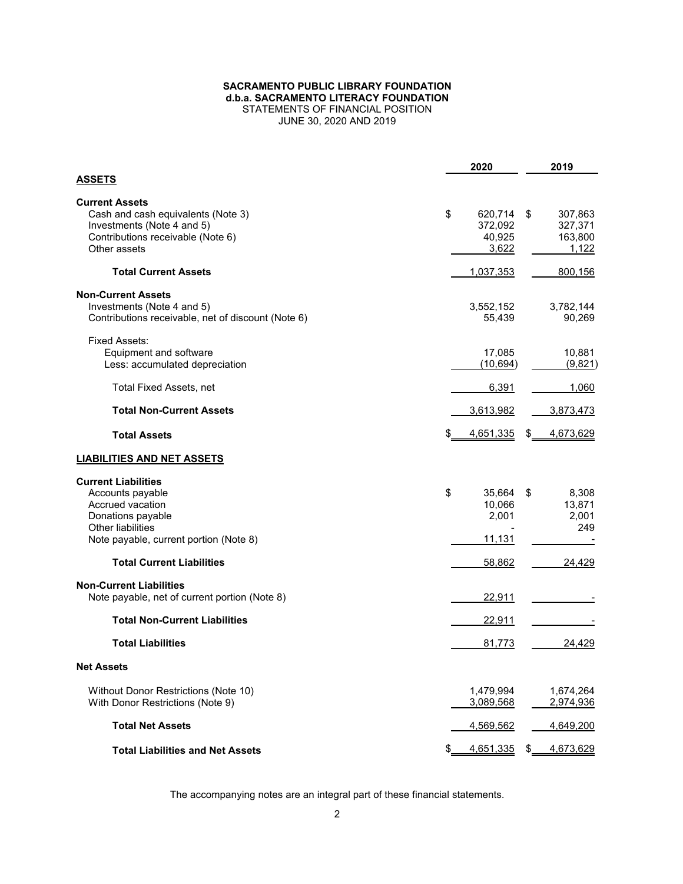**SACRAMENTO PUBLIC LIBRARY FOUNDATION**
**d.b.a. SACRAMENTO LITERACY FOUNDATION**
STATEMENTS OF FINANCIAL POSITION
JUNE 30, 2020 AND 2019

| | 2020 | 2019 |
|---|---|---|
| **ASSETS** | | |
| **Current Assets** | | |
| Cash and cash equivalents (Note 3) | $ 620,714 | $ 307,863 |
| Investments (Note 4 and 5) | 372,092 | 327,371 |
| Contributions receivable (Note 6) | 40,925 | 163,800 |
| Other assets | 3,622 | 1,122 |
| **Total Current Assets** | 1,037,353 | 800,156 |
| **Non-Current Assets** | | |
| Investments (Note 4 and 5) | 3,552,152 | 3,782,144 |
| Contributions receivable, net of discount (Note 6) | 55,439 | 90,269 |
| Fixed Assets: | | |
| Equipment and software | 17,085 | 10,881 |
| Less: accumulated depreciation | (10,694) | (9,821) |
| Total Fixed Assets, net | 6,391 | 1,060 |
| **Total Non-Current Assets** | 3,613,982 | 3,873,473 |
| **Total Assets** | $ 4,651,335 | $ 4,673,629 |
| **LIABILITIES AND NET ASSETS** | | |
| **Current Liabilities** | | |
| Accounts payable | $ 35,664 | $ 8,308 |
| Accrued vacation | 10,066 | 13,871 |
| Donations payable | 2,001 | 2,001 |
| Other liabilities | - | 249 |
| Note payable, current portion (Note 8) | 11,131 | - |
| **Total Current Liabilities** | 58,862 | 24,429 |
| **Non-Current Liabilities** | | |
| Note payable, net of current portion (Note 8) | 22,911 | - |
| **Total Non-Current Liabilities** | 22,911 | - |
| **Total Liabilities** | 81,773 | 24,429 |
| **Net Assets** | | |
| Without Donor Restrictions (Note 10) | 1,479,994 | 1,674,264 |
| With Donor Restrictions (Note 9) | 3,089,568 | 2,974,936 |
| **Total Net Assets** | 4,569,562 | 4,649,200 |
| **Total Liabilities and Net Assets** | $ 4,651,335 | $ 4,673,629 |

The accompanying notes are an integral part of these financial statements.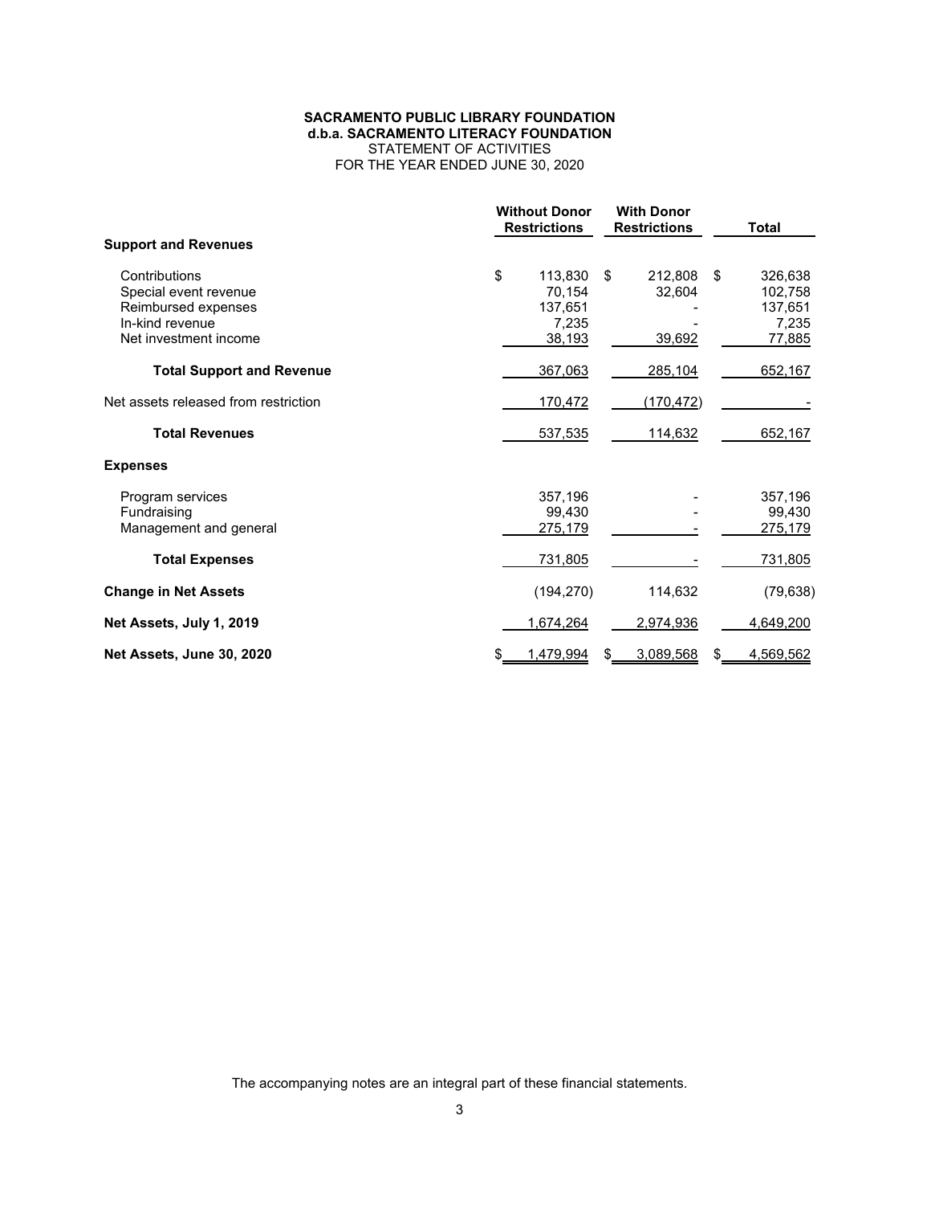**SACRAMENTO PUBLIC LIBRARY FOUNDATION**
**d.b.a. SACRAMENTO LITERACY FOUNDATION**
STATEMENT OF ACTIVITIES
FOR THE YEAR ENDED JUNE 30, 2020

| | Without Donor Restrictions | With Donor Restrictions | Total |
|---|---|---|---|
| **Support and Revenues** | | | |
| Contributions | $ 113,830 | $ 212,808 | $ 326,638 |
| Special event revenue | 70,154 | 32,604 | 102,758 |
| Reimbursed expenses | 137,651 | - | 137,651 |
| In-kind revenue | 7,235 | - | 7,235 |
| Net investment income | 38,193 | 39,692 | 77,885 |
| **Total Support and Revenue** | 367,063 | 285,104 | 652,167 |
| Net assets released from restriction | 170,472 | (170,472) | - |
| **Total Revenues** | 537,535 | 114,632 | 652,167 |
| **Expenses** | | | |
| Program services | 357,196 | - | 357,196 |
| Fundraising | 99,430 | - | 99,430 |
| Management and general | 275,179 | - | 275,179 |
| **Total Expenses** | 731,805 | - | 731,805 |
| **Change in Net Assets** | (194,270) | 114,632 | (79,638) |
| **Net Assets, July 1, 2019** | 1,674,264 | 2,974,936 | 4,649,200 |
| **Net Assets, June 30, 2020** | $ 1,479,994 | $ 3,089,568 | $ 4,569,562 |

The accompanying notes are an integral part of these financial statements.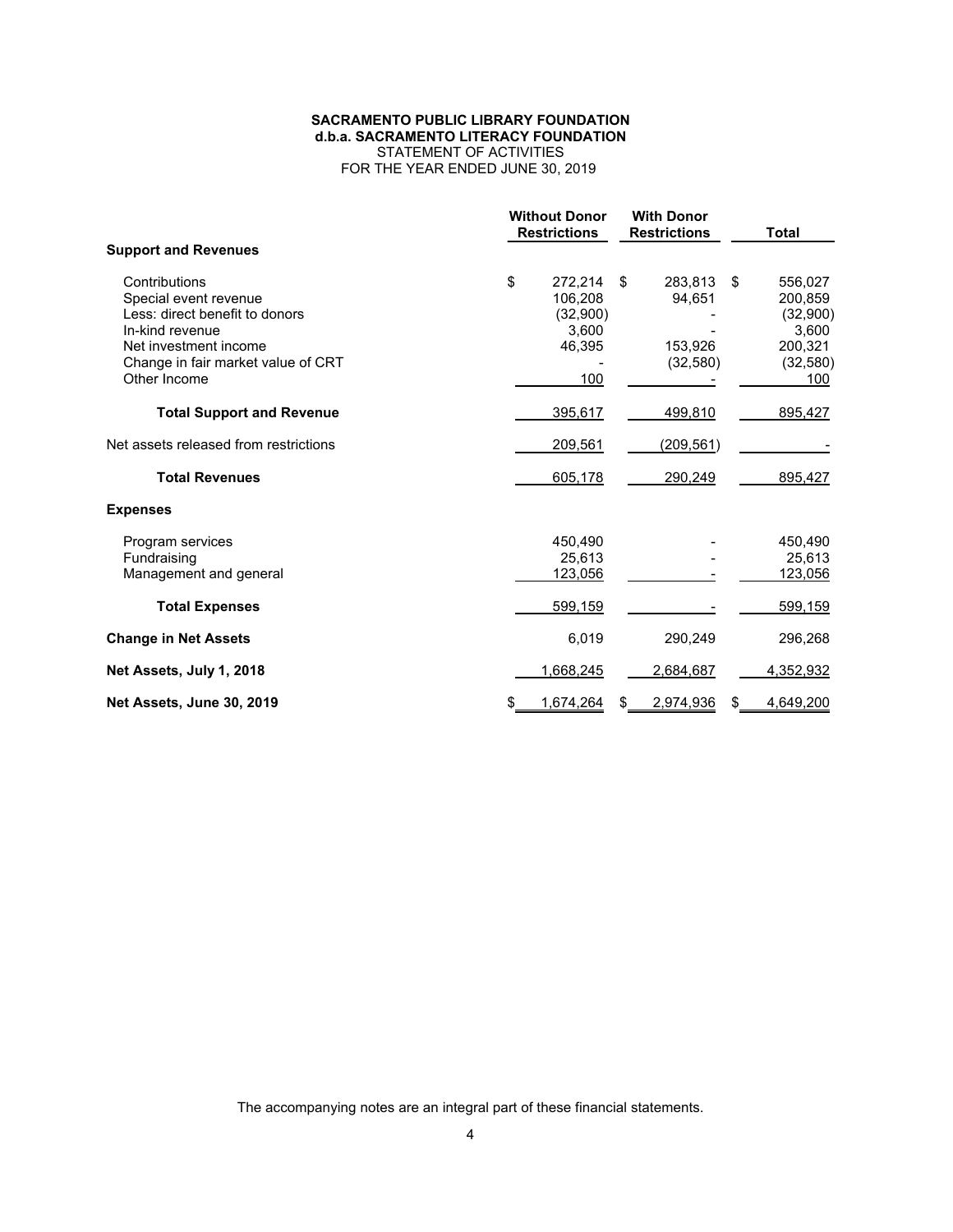**SACRAMENTO PUBLIC LIBRARY FOUNDATION**
**d.b.a. SACRAMENTO LITERACY FOUNDATION**
STATEMENT OF ACTIVITIES
FOR THE YEAR ENDED JUNE 30, 2019

| | Without Donor Restrictions | With Donor Restrictions | Total |
|---|---|---|---|
| **Support and Revenues** | | | |
| Contributions | $ 272,214 | $ 283,813 | $ 556,027 |
| Special event revenue | 106,208 | 94,651 | 200,859 |
| Less: direct benefit to donors | (32,900) | - | (32,900) |
| In-kind revenue | 3,600 | - | 3,600 |
| Net investment income | 46,395 | 153,926 | 200,321 |
| Change in fair market value of CRT | - | (32,580) | (32,580) |
| Other Income | 100 | - | 100 |
| **Total Support and Revenue** | 395,617 | 499,810 | 895,427 |
| Net assets released from restrictions | 209,561 | (209,561) | - |
| **Total Revenues** | 605,178 | 290,249 | 895,427 |
| **Expenses** | | | |
| Program services | 450,490 | - | 450,490 |
| Fundraising | 25,613 | - | 25,613 |
| Management and general | 123,056 | - | 123,056 |
| **Total Expenses** | 599,159 | - | 599,159 |
| **Change in Net Assets** | 6,019 | 290,249 | 296,268 |
| **Net Assets, July 1, 2018** | 1,668,245 | 2,684,687 | 4,352,932 |
| **Net Assets, June 30, 2019** | $ 1,674,264 | $ 2,974,936 | $ 4,649,200 |

The accompanying notes are an integral part of these financial statements.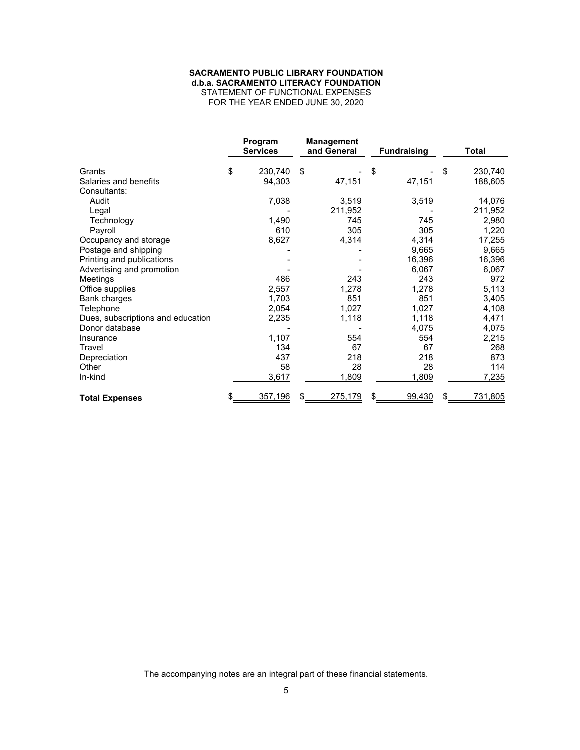**SACRAMENTO PUBLIC LIBRARY FOUNDATION**
**d.b.a. SACRAMENTO LITERACY FOUNDATION**
STATEMENT OF FUNCTIONAL EXPENSES
FOR THE YEAR ENDED JUNE 30, 2020

| | Program Services | Management and General | Fundraising | Total |
|---|---|---|---|---|
| Grants | $ 230,740 | $ - | $ - | $ 230,740 |
| Salaries and benefits | 94,303 | 47,151 | 47,151 | 188,605 |
| Consultants: | | | | |
| Audit | 7,038 | 3,519 | 3,519 | 14,076 |
| Legal | - | 211,952 | - | 211,952 |
| Technology | 1,490 | 745 | 745 | 2,980 |
| Payroll | 610 | 305 | 305 | 1,220 |
| Occupancy and storage | 8,627 | 4,314 | 4,314 | 17,255 |
| Postage and shipping | - | - | 9,665 | 9,665 |
| Printing and publications | - | - | 16,396 | 16,396 |
| Advertising and promotion | - | - | 6,067 | 6,067 |
| Meetings | 486 | 243 | 243 | 972 |
| Office supplies | 2,557 | 1,278 | 1,278 | 5,113 |
| Bank charges | 1,703 | 851 | 851 | 3,405 |
| Telephone | 2,054 | 1,027 | 1,027 | 4,108 |
| Dues, subscriptions and education | 2,235 | 1,118 | 1,118 | 4,471 |
| Donor database | - | - | 4,075 | 4,075 |
| Insurance | 1,107 | 554 | 554 | 2,215 |
| Travel | 134 | 67 | 67 | 268 |
| Depreciation | 437 | 218 | 218 | 873 |
| Other | 58 | 28 | 28 | 114 |
| In-kind | 3,617 | 1,809 | 1,809 | 7,235 |
| **Total Expenses** | $ 357,196 | $ 275,179 | $ 99,430 | $ 731,805 |

The accompanying notes are an integral part of these financial statements.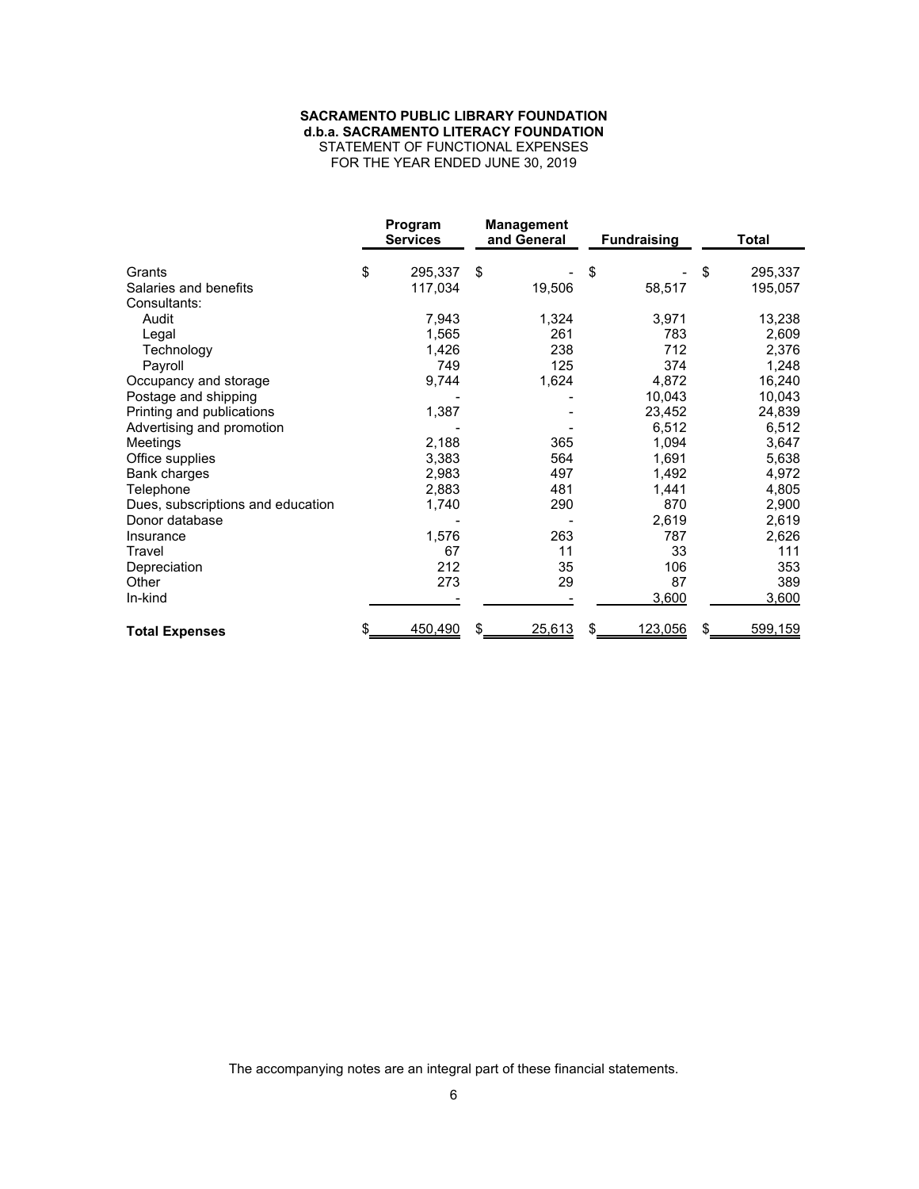**SACRAMENTO PUBLIC LIBRARY FOUNDATION**
**d.b.a. SACRAMENTO LITERACY FOUNDATION**
STATEMENT OF FUNCTIONAL EXPENSES
FOR THE YEAR ENDED JUNE 30, 2019

| | Program Services | Management and General | Fundraising | Total |
|---|---|---|---|---|
| Grants | $ 295,337 | $ - | $ - | $ 295,337 |
| Salaries and benefits | 117,034 | 19,506 | 58,517 | 195,057 |
| Consultants: | | | | |
| Audit | 7,943 | 1,324 | 3,971 | 13,238 |
| Legal | 1,565 | 261 | 783 | 2,609 |
| Technology | 1,426 | 238 | 712 | 2,376 |
| Payroll | 749 | 125 | 374 | 1,248 |
| Occupancy and storage | 9,744 | 1,624 | 4,872 | 16,240 |
| Postage and shipping | - | - | 10,043 | 10,043 |
| Printing and publications | 1,387 | - | 23,452 | 24,839 |
| Advertising and promotion | - | - | 6,512 | 6,512 |
| Meetings | 2,188 | 365 | 1,094 | 3,647 |
| Office supplies | 3,383 | 564 | 1,691 | 5,638 |
| Bank charges | 2,983 | 497 | 1,492 | 4,972 |
| Telephone | 2,883 | 481 | 1,441 | 4,805 |
| Dues, subscriptions and education | 1,740 | 290 | 870 | 2,900 |
| Donor database | - | - | 2,619 | 2,619 |
| Insurance | 1,576 | 263 | 787 | 2,626 |
| Travel | 67 | 11 | 33 | 111 |
| Depreciation | 212 | 35 | 106 | 353 |
| Other | 273 | 29 | 87 | 389 |
| In-kind | - | - | 3,600 | 3,600 |
| **Total Expenses** | $ 450,490 | $ 25,613 | $ 123,056 | $ 599,159 |

The accompanying notes are an integral part of these financial statements.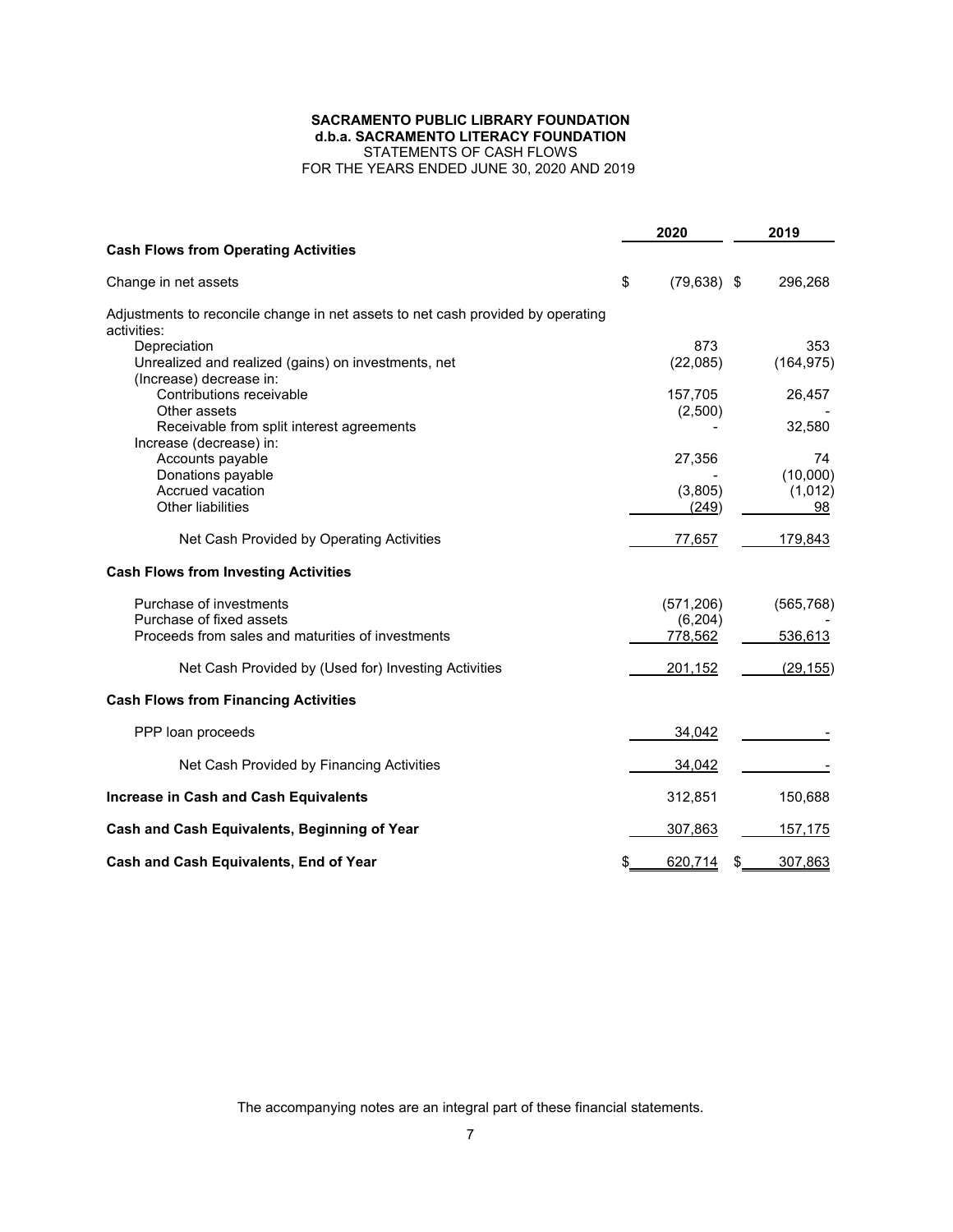**SACRAMENTO PUBLIC LIBRARY FOUNDATION**
**d.b.a. SACRAMENTO LITERACY FOUNDATION**
STATEMENTS OF CASH FLOWS
FOR THE YEARS ENDED JUNE 30, 2020 AND 2019

| | 2020 | 2019 |
|---|---|---|
| **Cash Flows from Operating Activities** | | |
| Change in net assets | $ (79,638) | $ 296,268 |
| Adjustments to reconcile change in net assets to net cash provided by operating activities: | | |
| Depreciation | 873 | 353 |
| Unrealized and realized (gains) on investments, net | (22,085) | (164,975) |
| (Increase) decrease in: | | |
| Contributions receivable | 157,705 | 26,457 |
| Other assets | (2,500) | - |
| Receivable from split interest agreements | - | 32,580 |
| Increase (decrease) in: | | |
| Accounts payable | 27,356 | 74 |
| Donations payable | - | (10,000) |
| Accrued vacation | (3,805) | (1,012) |
| Other liabilities | (249) | 98 |
| Net Cash Provided by Operating Activities | 77,657 | 179,843 |
| **Cash Flows from Investing Activities** | | |
| Purchase of investments | (571,206) | (565,768) |
| Purchase of fixed assets | (6,204) | - |
| Proceeds from sales and maturities of investments | 778,562 | 536,613 |
| Net Cash Provided by (Used for) Investing Activities | 201,152 | (29,155) |
| **Cash Flows from Financing Activities** | | |
| PPP loan proceeds | 34,042 | - |
| Net Cash Provided by Financing Activities | 34,042 | - |
| **Increase in Cash and Cash Equivalents** | 312,851 | 150,688 |
| **Cash and Cash Equivalents, Beginning of Year** | 307,863 | 157,175 |
| **Cash and Cash Equivalents, End of Year** | $ 620,714 | $ 307,863 |

The accompanying notes are an integral part of these financial statements.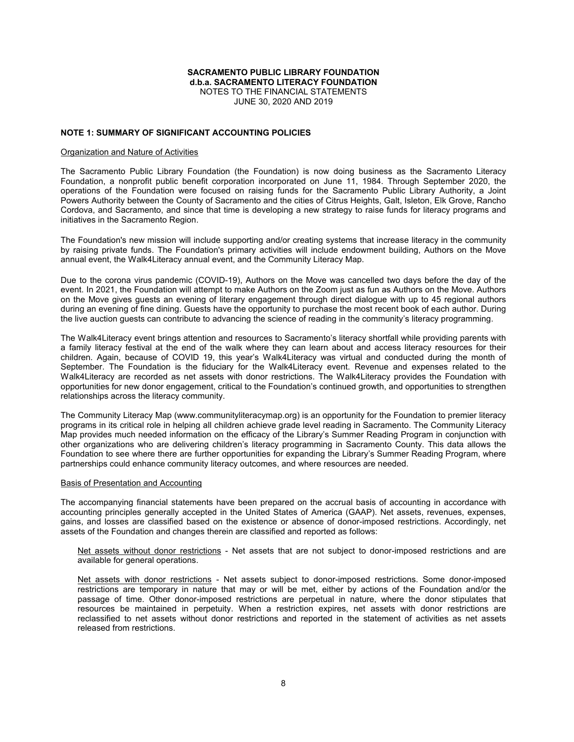**SACRAMENTO PUBLIC LIBRARY FOUNDATION**
**d.b.a. SACRAMENTO LITERACY FOUNDATION**
NOTES TO THE FINANCIAL STATEMENTS
JUNE 30, 2020 AND 2019

## NOTE 1: SUMMARY OF SIGNIFICANT ACCOUNTING POLICIES

### Organization and Nature of Activities

The Sacramento Public Library Foundation (the Foundation) is now doing business as the Sacramento Literacy Foundation, a nonprofit public benefit corporation incorporated on June 11, 1984. Through September 2020, the operations of the Foundation were focused on raising funds for the Sacramento Public Library Authority, a Joint Powers Authority between the County of Sacramento and the cities of Citrus Heights, Galt, Isleton, Elk Grove, Rancho Cordova, and Sacramento, and since that time is developing a new strategy to raise funds for literacy programs and initiatives in the Sacramento Region.

The Foundation's new mission will include supporting and/or creating systems that increase literacy in the community by raising private funds. The Foundation's primary activities will include endowment building, Authors on the Move annual event, the Walk4Literacy annual event, and the Community Literacy Map.

Due to the corona virus pandemic (COVID-19), Authors on the Move was cancelled two days before the day of the event. In 2021, the Foundation will attempt to make Authors on the Zoom just as fun as Authors on the Move. Authors on the Move gives guests an evening of literary engagement through direct dialogue with up to 45 regional authors during an evening of fine dining. Guests have the opportunity to purchase the most recent book of each author. During the live auction guests can contribute to advancing the science of reading in the community's literacy programming.

The Walk4Literacy event brings attention and resources to Sacramento's literacy shortfall while providing parents with a family literacy festival at the end of the walk where they can learn about and access literacy resources for their children. Again, because of COVID 19, this year's Walk4Literacy was virtual and conducted during the month of September. The Foundation is the fiduciary for the Walk4Literacy event. Revenue and expenses related to the Walk4Literacy are recorded as net assets with donor restrictions. The Walk4Literacy provides the Foundation with opportunities for new donor engagement, critical to the Foundation's continued growth, and opportunities to strengthen relationships across the literacy community.

The Community Literacy Map (www.communityliteracymap.org) is an opportunity for the Foundation to premier literacy programs in its critical role in helping all children achieve grade level reading in Sacramento. The Community Literacy Map provides much needed information on the efficacy of the Library's Summer Reading Program in conjunction with other organizations who are delivering children's literacy programming in Sacramento County. This data allows the Foundation to see where there are further opportunities for expanding the Library's Summer Reading Program, where partnerships could enhance community literacy outcomes, and where resources are needed.

### Basis of Presentation and Accounting

The accompanying financial statements have been prepared on the accrual basis of accounting in accordance with accounting principles generally accepted in the United States of America (GAAP). Net assets, revenues, expenses, gains, and losses are classified based on the existence or absence of donor-imposed restrictions. Accordingly, net assets of the Foundation and changes therein are classified and reported as follows:

Net assets without donor restrictions - Net assets that are not subject to donor-imposed restrictions and are available for general operations.

Net assets with donor restrictions - Net assets subject to donor-imposed restrictions. Some donor-imposed restrictions are temporary in nature that may or will be met, either by actions of the Foundation and/or the passage of time. Other donor-imposed restrictions are perpetual in nature, where the donor stipulates that resources be maintained in perpetuity. When a restriction expires, net assets with donor restrictions are reclassified to net assets without donor restrictions and reported in the statement of activities as net assets released from restrictions.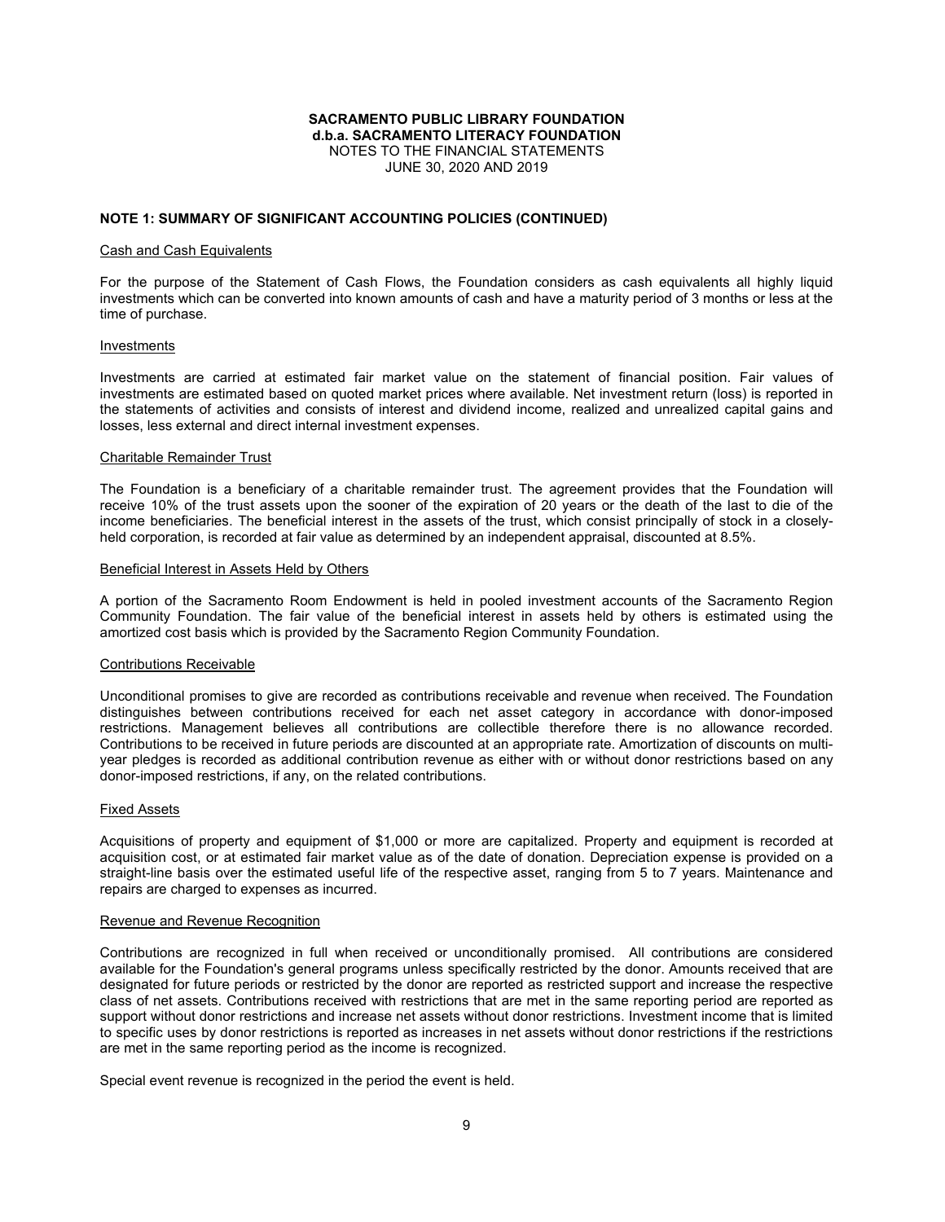**SACRAMENTO PUBLIC LIBRARY FOUNDATION**
**d.b.a. SACRAMENTO LITERACY FOUNDATION**
NOTES TO THE FINANCIAL STATEMENTS
JUNE 30, 2020 AND 2019

## NOTE 1: SUMMARY OF SIGNIFICANT ACCOUNTING POLICIES (CONTINUED)

### Cash and Cash Equivalents

For the purpose of the Statement of Cash Flows, the Foundation considers as cash equivalents all highly liquid investments which can be converted into known amounts of cash and have a maturity period of 3 months or less at the time of purchase.

### Investments

Investments are carried at estimated fair market value on the statement of financial position. Fair values of investments are estimated based on quoted market prices where available. Net investment return (loss) is reported in the statements of activities and consists of interest and dividend income, realized and unrealized capital gains and losses, less external and direct internal investment expenses.

### Charitable Remainder Trust

The Foundation is a beneficiary of a charitable remainder trust. The agreement provides that the Foundation will receive 10% of the trust assets upon the sooner of the expiration of 20 years or the death of the last to die of the income beneficiaries. The beneficial interest in the assets of the trust, which consist principally of stock in a closely-held corporation, is recorded at fair value as determined by an independent appraisal, discounted at 8.5%.

### Beneficial Interest in Assets Held by Others

A portion of the Sacramento Room Endowment is held in pooled investment accounts of the Sacramento Region Community Foundation. The fair value of the beneficial interest in assets held by others is estimated using the amortized cost basis which is provided by the Sacramento Region Community Foundation.

### Contributions Receivable

Unconditional promises to give are recorded as contributions receivable and revenue when received. The Foundation distinguishes between contributions received for each net asset category in accordance with donor-imposed restrictions. Management believes all contributions are collectible therefore there is no allowance recorded. Contributions to be received in future periods are discounted at an appropriate rate. Amortization of discounts on multi-year pledges is recorded as additional contribution revenue as either with or without donor restrictions based on any donor-imposed restrictions, if any, on the related contributions.

### Fixed Assets

Acquisitions of property and equipment of $1,000 or more are capitalized. Property and equipment is recorded at acquisition cost, or at estimated fair market value as of the date of donation. Depreciation expense is provided on a straight-line basis over the estimated useful life of the respective asset, ranging from 5 to 7 years. Maintenance and repairs are charged to expenses as incurred.

### Revenue and Revenue Recognition

Contributions are recognized in full when received or unconditionally promised. All contributions are considered available for the Foundation's general programs unless specifically restricted by the donor. Amounts received that are designated for future periods or restricted by the donor are reported as restricted support and increase the respective class of net assets. Contributions received with restrictions that are met in the same reporting period are reported as support without donor restrictions and increase net assets without donor restrictions. Investment income that is limited to specific uses by donor restrictions is reported as increases in net assets without donor restrictions if the restrictions are met in the same reporting period as the income is recognized.

Special event revenue is recognized in the period the event is held.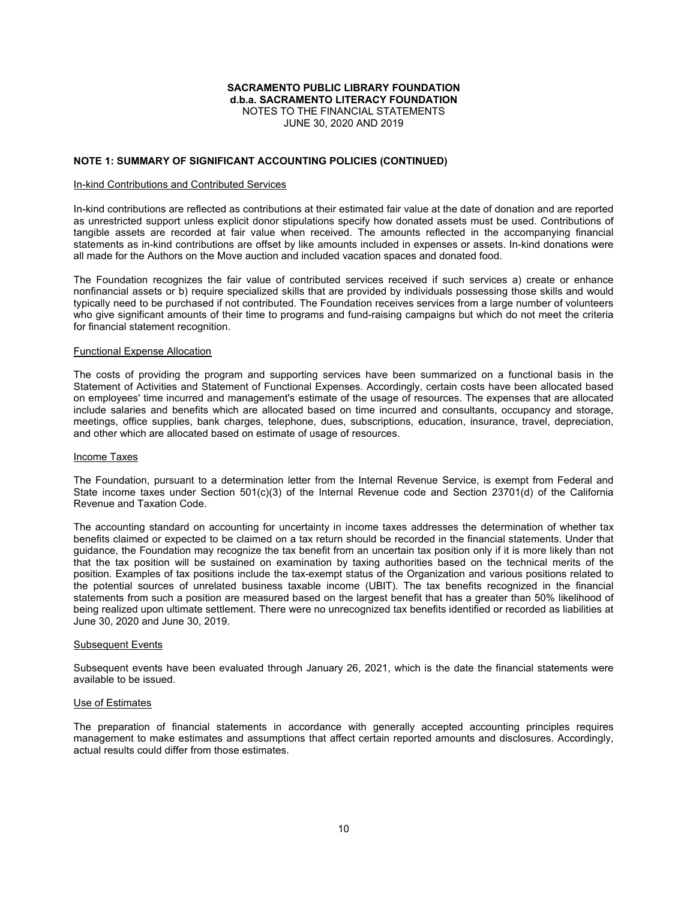**SACRAMENTO PUBLIC LIBRARY FOUNDATION**
**d.b.a. SACRAMENTO LITERACY FOUNDATION**
NOTES TO THE FINANCIAL STATEMENTS
JUNE 30, 2020 AND 2019

## NOTE 1: SUMMARY OF SIGNIFICANT ACCOUNTING POLICIES (CONTINUED)

### In-kind Contributions and Contributed Services

In-kind contributions are reflected as contributions at their estimated fair value at the date of donation and are reported as unrestricted support unless explicit donor stipulations specify how donated assets must be used. Contributions of tangible assets are recorded at fair value when received. The amounts reflected in the accompanying financial statements as in-kind contributions are offset by like amounts included in expenses or assets. In-kind donations were all made for the Authors on the Move auction and included vacation spaces and donated food.

The Foundation recognizes the fair value of contributed services received if such services a) create or enhance nonfinancial assets or b) require specialized skills that are provided by individuals possessing those skills and would typically need to be purchased if not contributed. The Foundation receives services from a large number of volunteers who give significant amounts of their time to programs and fund-raising campaigns but which do not meet the criteria for financial statement recognition.

### Functional Expense Allocation

The costs of providing the program and supporting services have been summarized on a functional basis in the Statement of Activities and Statement of Functional Expenses. Accordingly, certain costs have been allocated based on employees' time incurred and management's estimate of the usage of resources. The expenses that are allocated include salaries and benefits which are allocated based on time incurred and consultants, occupancy and storage, meetings, office supplies, bank charges, telephone, dues, subscriptions, education, insurance, travel, depreciation, and other which are allocated based on estimate of usage of resources.

### Income Taxes

The Foundation, pursuant to a determination letter from the Internal Revenue Service, is exempt from Federal and State income taxes under Section 501(c)(3) of the Internal Revenue code and Section 23701(d) of the California Revenue and Taxation Code.

The accounting standard on accounting for uncertainty in income taxes addresses the determination of whether tax benefits claimed or expected to be claimed on a tax return should be recorded in the financial statements. Under that guidance, the Foundation may recognize the tax benefit from an uncertain tax position only if it is more likely than not that the tax position will be sustained on examination by taxing authorities based on the technical merits of the position. Examples of tax positions include the tax-exempt status of the Organization and various positions related to the potential sources of unrelated business taxable income (UBIT). The tax benefits recognized in the financial statements from such a position are measured based on the largest benefit that has a greater than 50% likelihood of being realized upon ultimate settlement. There were no unrecognized tax benefits identified or recorded as liabilities at June 30, 2020 and June 30, 2019.

### Subsequent Events

Subsequent events have been evaluated through January 26, 2021, which is the date the financial statements were available to be issued.

### Use of Estimates

The preparation of financial statements in accordance with generally accepted accounting principles requires management to make estimates and assumptions that affect certain reported amounts and disclosures. Accordingly, actual results could differ from those estimates.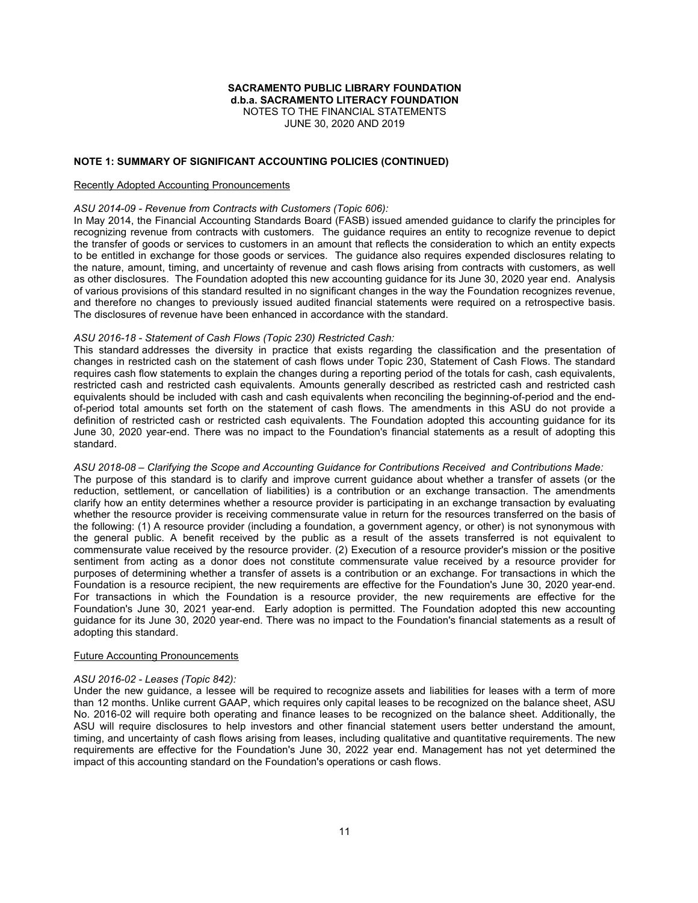**SACRAMENTO PUBLIC LIBRARY FOUNDATION**
**d.b.a. SACRAMENTO LITERACY FOUNDATION**
NOTES TO THE FINANCIAL STATEMENTS
JUNE 30, 2020 AND 2019

**NOTE 1: SUMMARY OF SIGNIFICANT ACCOUNTING POLICIES (CONTINUED)**

Recently Adopted Accounting Pronouncements

*ASU 2014-09 - Revenue from Contracts with Customers (Topic 606):*
In May 2014, the Financial Accounting Standards Board (FASB) issued amended guidance to clarify the principles for recognizing revenue from contracts with customers. The guidance requires an entity to recognize revenue to depict the transfer of goods or services to customers in an amount that reflects the consideration to which an entity expects to be entitled in exchange for those goods or services. The guidance also requires expended disclosures relating to the nature, amount, timing, and uncertainty of revenue and cash flows arising from contracts with customers, as well as other disclosures. The Foundation adopted this new accounting guidance for its June 30, 2020 year end. Analysis of various provisions of this standard resulted in no significant changes in the way the Foundation recognizes revenue, and therefore no changes to previously issued audited financial statements were required on a retrospective basis. The disclosures of revenue have been enhanced in accordance with the standard.

*ASU 2016-18 - Statement of Cash Flows (Topic 230) Restricted Cash:*
This standard addresses the diversity in practice that exists regarding the classification and the presentation of changes in restricted cash on the statement of cash flows under Topic 230, Statement of Cash Flows. The standard requires cash flow statements to explain the changes during a reporting period of the totals for cash, cash equivalents, restricted cash and restricted cash equivalents. Amounts generally described as restricted cash and restricted cash equivalents should be included with cash and cash equivalents when reconciling the beginning-of-period and the end-of-period total amounts set forth on the statement of cash flows. The amendments in this ASU do not provide a definition of restricted cash or restricted cash equivalents. The Foundation adopted this accounting guidance for its June 30, 2020 year-end. There was no impact to the Foundation's financial statements as a result of adopting this standard.

*ASU 2018-08 – Clarifying the Scope and Accounting Guidance for Contributions Received and Contributions Made:*
The purpose of this standard is to clarify and improve current guidance about whether a transfer of assets (or the reduction, settlement, or cancellation of liabilities) is a contribution or an exchange transaction. The amendments clarify how an entity determines whether a resource provider is participating in an exchange transaction by evaluating whether the resource provider is receiving commensurate value in return for the resources transferred on the basis of the following: (1) A resource provider (including a foundation, a government agency, or other) is not synonymous with the general public. A benefit received by the public as a result of the assets transferred is not equivalent to commensurate value received by the resource provider. (2) Execution of a resource provider's mission or the positive sentiment from acting as a donor does not constitute commensurate value received by a resource provider for purposes of determining whether a transfer of assets is a contribution or an exchange. For transactions in which the Foundation is a resource recipient, the new requirements are effective for the Foundation's June 30, 2020 year-end. For transactions in which the Foundation is a resource provider, the new requirements are effective for the Foundation's June 30, 2021 year-end. Early adoption is permitted. The Foundation adopted this new accounting guidance for its June 30, 2020 year-end. There was no impact to the Foundation's financial statements as a result of adopting this standard.

Future Accounting Pronouncements

*ASU 2016-02 - Leases (Topic 842):*
Under the new guidance, a lessee will be required to recognize assets and liabilities for leases with a term of more than 12 months. Unlike current GAAP, which requires only capital leases to be recognized on the balance sheet, ASU No. 2016-02 will require both operating and finance leases to be recognized on the balance sheet. Additionally, the ASU will require disclosures to help investors and other financial statement users better understand the amount, timing, and uncertainty of cash flows arising from leases, including qualitative and quantitative requirements. The new requirements are effective for the Foundation's June 30, 2022 year end. Management has not yet determined the impact of this accounting standard on the Foundation's operations or cash flows.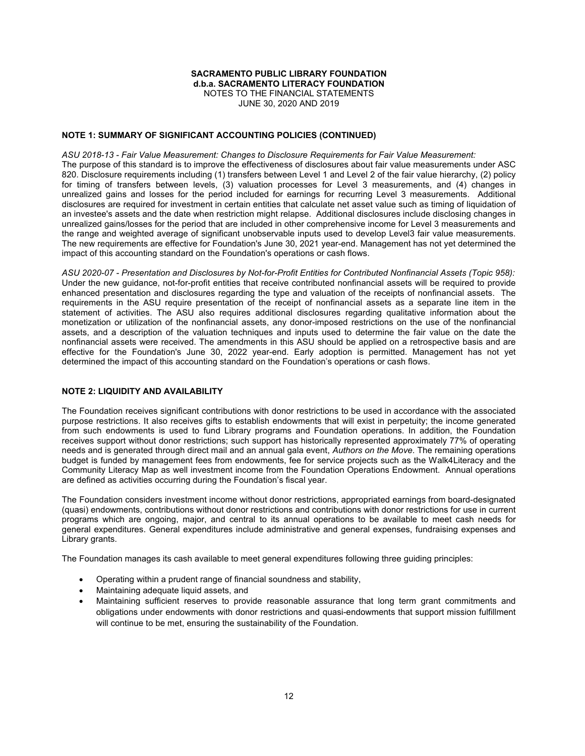**SACRAMENTO PUBLIC LIBRARY FOUNDATION**
**d.b.a. SACRAMENTO LITERACY FOUNDATION**
NOTES TO THE FINANCIAL STATEMENTS
JUNE 30, 2020 AND 2019

## NOTE 1: SUMMARY OF SIGNIFICANT ACCOUNTING POLICIES (CONTINUED)

*ASU 2018-13 - Fair Value Measurement: Changes to Disclosure Requirements for Fair Value Measurement:*
The purpose of this standard is to improve the effectiveness of disclosures about fair value measurements under ASC 820. Disclosure requirements including (1) transfers between Level 1 and Level 2 of the fair value hierarchy, (2) policy for timing of transfers between levels, (3) valuation processes for Level 3 measurements, and (4) changes in unrealized gains and losses for the period included for earnings for recurring Level 3 measurements. Additional disclosures are required for investment in certain entities that calculate net asset value such as timing of liquidation of an investee's assets and the date when restriction might relapse. Additional disclosures include disclosing changes in unrealized gains/losses for the period that are included in other comprehensive income for Level 3 measurements and the range and weighted average of significant unobservable inputs used to develop Level3 fair value measurements. The new requirements are effective for Foundation's June 30, 2021 year-end. Management has not yet determined the impact of this accounting standard on the Foundation's operations or cash flows.

*ASU 2020-07 - Presentation and Disclosures by Not-for-Profit Entities for Contributed Nonfinancial Assets (Topic 958):*
Under the new guidance, not-for-profit entities that receive contributed nonfinancial assets will be required to provide enhanced presentation and disclosures regarding the type and valuation of the receipts of nonfinancial assets. The requirements in the ASU require presentation of the receipt of nonfinancial assets as a separate line item in the statement of activities. The ASU also requires additional disclosures regarding qualitative information about the monetization or utilization of the nonfinancial assets, any donor-imposed restrictions on the use of the nonfinancial assets, and a description of the valuation techniques and inputs used to determine the fair value on the date the nonfinancial assets were received. The amendments in this ASU should be applied on a retrospective basis and are effective for the Foundation's June 30, 2022 year-end. Early adoption is permitted. Management has not yet determined the impact of this accounting standard on the Foundation's operations or cash flows.

## NOTE 2: LIQUIDITY AND AVAILABILITY

The Foundation receives significant contributions with donor restrictions to be used in accordance with the associated purpose restrictions. It also receives gifts to establish endowments that will exist in perpetuity; the income generated from such endowments is used to fund Library programs and Foundation operations. In addition, the Foundation receives support without donor restrictions; such support has historically represented approximately 77% of operating needs and is generated through direct mail and an annual gala event, *Authors on the Move*. The remaining operations budget is funded by management fees from endowments, fee for service projects such as the Walk4Literacy and the Community Literacy Map as well investment income from the Foundation Operations Endowment. Annual operations are defined as activities occurring during the Foundation's fiscal year.

The Foundation considers investment income without donor restrictions, appropriated earnings from board-designated (quasi) endowments, contributions without donor restrictions and contributions with donor restrictions for use in current programs which are ongoing, major, and central to its annual operations to be available to meet cash needs for general expenditures. General expenditures include administrative and general expenses, fundraising expenses and Library grants.

The Foundation manages its cash available to meet general expenditures following three guiding principles:

- Operating within a prudent range of financial soundness and stability,
- Maintaining adequate liquid assets, and
- Maintaining sufficient reserves to provide reasonable assurance that long term grant commitments and obligations under endowments with donor restrictions and quasi-endowments that support mission fulfillment will continue to be met, ensuring the sustainability of the Foundation.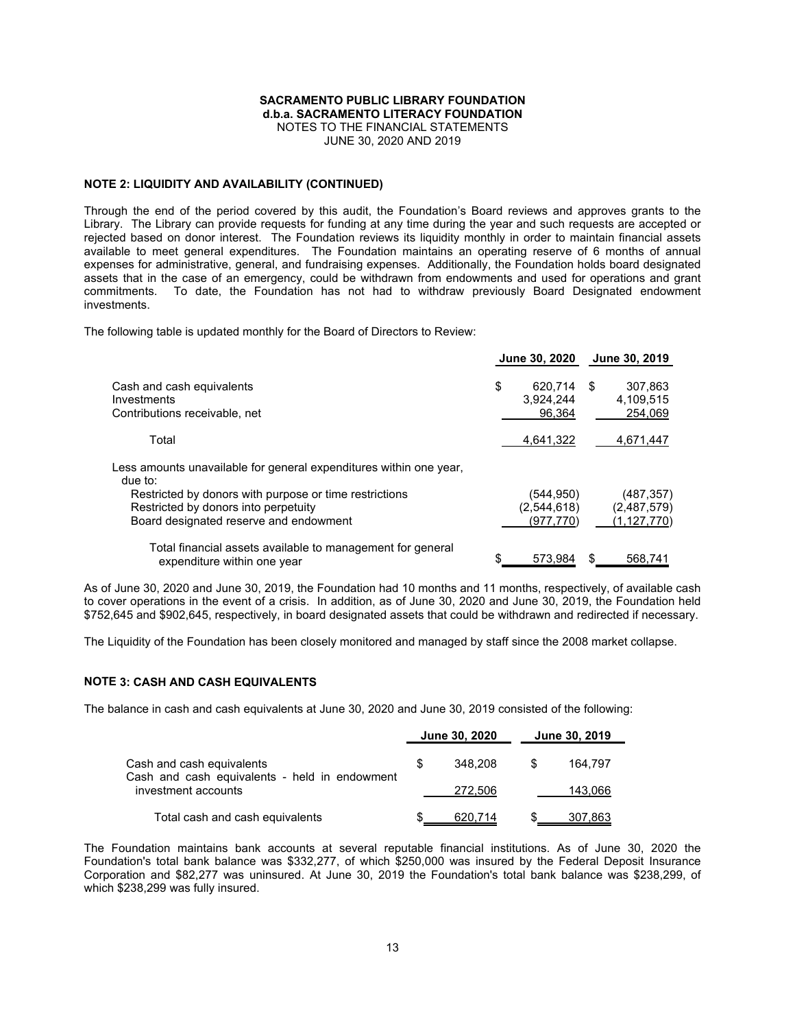**SACRAMENTO PUBLIC LIBRARY FOUNDATION**
**d.b.a. SACRAMENTO LITERACY FOUNDATION**
NOTES TO THE FINANCIAL STATEMENTS
JUNE 30, 2020 AND 2019

### NOTE 2: LIQUIDITY AND AVAILABILITY (CONTINUED)

Through the end of the period covered by this audit, the Foundation's Board reviews and approves grants to the Library. The Library can provide requests for funding at any time during the year and such requests are accepted or rejected based on donor interest. The Foundation reviews its liquidity monthly in order to maintain financial assets available to meet general expenditures. The Foundation maintains an operating reserve of 6 months of annual expenses for administrative, general, and fundraising expenses. Additionally, the Foundation holds board designated assets that in the case of an emergency, could be withdrawn from endowments and used for operations and grant commitments. To date, the Foundation has not had to withdraw previously Board Designated endowment investments.

The following table is updated monthly for the Board of Directors to Review:

| | June 30, 2020 | June 30, 2019 |
|---|---|---|
| Cash and cash equivalents | $ 620,714 | $ 307,863 |
| Investments | 3,924,244 | 4,109,515 |
| Contributions receivable, net | 96,364 | 254,069 |
| Total | 4,641,322 | 4,671,447 |
| Less amounts unavailable for general expenditures within one year, due to: | | |
| Restricted by donors with purpose or time restrictions | (544,950) | (487,357) |
| Restricted by donors into perpetuity | (2,544,618) | (2,487,579) |
| Board designated reserve and endowment | (977,770) | (1,127,770) |
| Total financial assets available to management for general expenditure within one year | $ 573,984 | $ 568,741 |

As of June 30, 2020 and June 30, 2019, the Foundation had 10 months and 11 months, respectively, of available cash to cover operations in the event of a crisis. In addition, as of June 30, 2020 and June 30, 2019, the Foundation held $752,645 and $902,645, respectively, in board designated assets that could be withdrawn and redirected if necessary.

The Liquidity of the Foundation has been closely monitored and managed by staff since the 2008 market collapse.

### NOTE 3: CASH AND CASH EQUIVALENTS

The balance in cash and cash equivalents at June 30, 2020 and June 30, 2019 consisted of the following:

| | June 30, 2020 | June 30, 2019 |
|---|---|---|
| Cash and cash equivalents | $ 348,208 | $ 164,797 |
| Cash and cash equivalents - held in endowment investment accounts | 272,506 | 143,066 |
| Total cash and cash equivalents | $ 620,714 | $ 307,863 |

The Foundation maintains bank accounts at several reputable financial institutions. As of June 30, 2020 the Foundation's total bank balance was $332,277, of which $250,000 was insured by the Federal Deposit Insurance Corporation and $82,277 was uninsured. At June 30, 2019 the Foundation's total bank balance was $238,299, of which $238,299 was fully insured.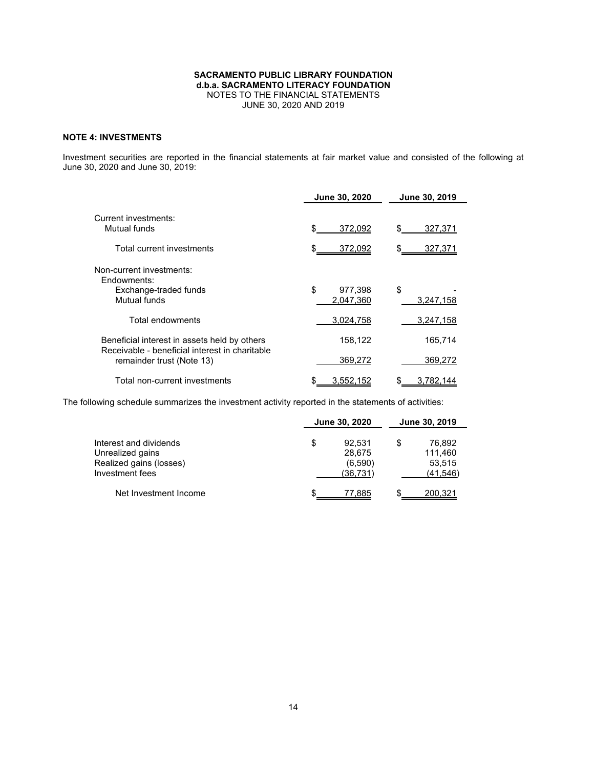**SACRAMENTO PUBLIC LIBRARY FOUNDATION**
**d.b.a. SACRAMENTO LITERACY FOUNDATION**
NOTES TO THE FINANCIAL STATEMENTS
JUNE 30, 2020 AND 2019

## NOTE 4: INVESTMENTS

Investment securities are reported in the financial statements at fair market value and consisted of the following at June 30, 2020 and June 30, 2019:

| | June 30, 2020 | June 30, 2019 |
|---|---|---|
| Current investments: | | |
| Mutual funds | $ 372,092 | $ 327,371 |
| Total current investments | $ 372,092 | $ 327,371 |
| Non-current investments: | | |
| Endowments: | | |
| Exchange-traded funds | $ 977,398 | $ - |
| Mutual funds | 2,047,360 | 3,247,158 |
| Total endowments | 3,024,758 | 3,247,158 |
| Beneficial interest in assets held by others | 158,122 | 165,714 |
| Receivable - beneficial interest in charitable remainder trust (Note 13) | 369,272 | 369,272 |
| Total non-current investments | $ 3,552,152 | $ 3,782,144 |

The following schedule summarizes the investment activity reported in the statements of activities:

| | June 30, 2020 | June 30, 2019 |
|---|---|---|
| Interest and dividends | $ 92,531 | $ 76,892 |
| Unrealized gains | 28,675 | 111,460 |
| Realized gains (losses) | (6,590) | 53,515 |
| Investment fees | (36,731) | (41,546) |
| Net Investment Income | $ 77,885 | $ 200,321 |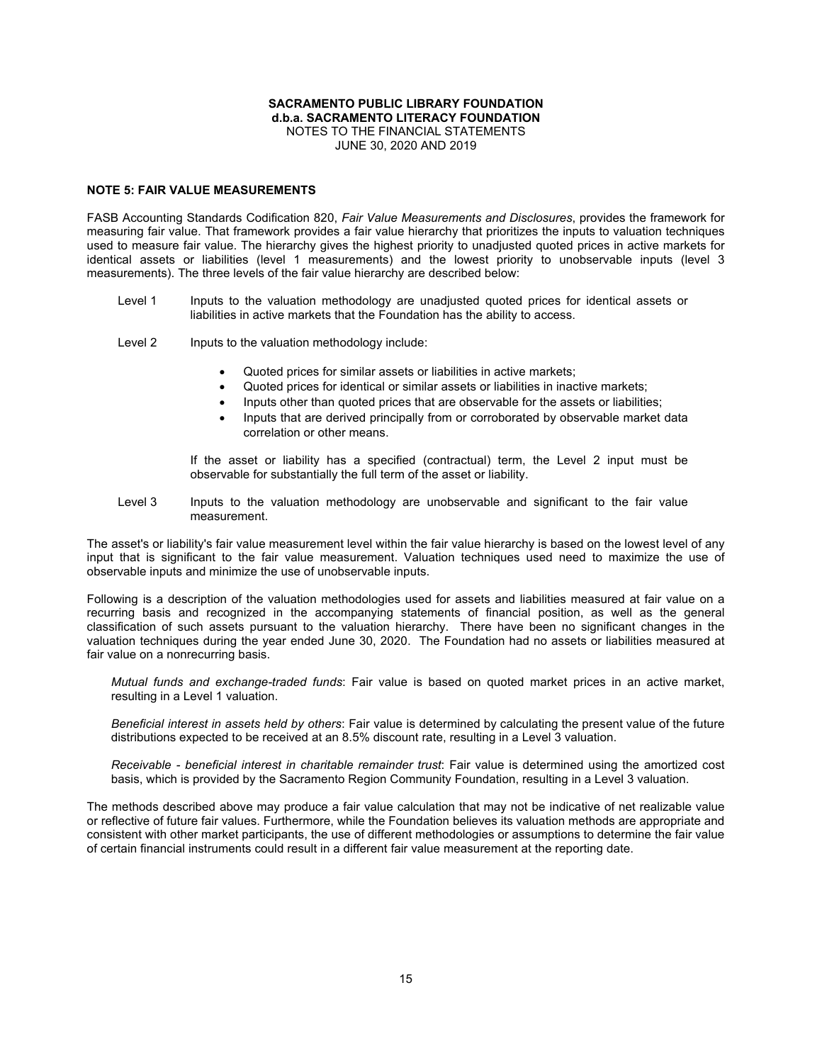## NOTE 5: FAIR VALUE MEASUREMENTS

FASB Accounting Standards Codification 820, *Fair Value Measurements and Disclosures*, provides the framework for measuring fair value. That framework provides a fair value hierarchy that prioritizes the inputs to valuation techniques used to measure fair value. The hierarchy gives the highest priority to unadjusted quoted prices in active markets for identical assets or liabilities (level 1 measurements) and the lowest priority to unobservable inputs (level 3 measurements). The three levels of the fair value hierarchy are described below:

Level 1 Inputs to the valuation methodology are unadjusted quoted prices for identical assets or liabilities in active markets that the Foundation has the ability to access.

Level 2 Inputs to the valuation methodology include:

- Quoted prices for similar assets or liabilities in active markets;
- Quoted prices for identical or similar assets or liabilities in inactive markets;
- Inputs other than quoted prices that are observable for the assets or liabilities;
- Inputs that are derived principally from or corroborated by observable market data correlation or other means.

If the asset or liability has a specified (contractual) term, the Level 2 input must be observable for substantially the full term of the asset or liability.

Level 3 Inputs to the valuation methodology are unobservable and significant to the fair value measurement.

The asset's or liability's fair value measurement level within the fair value hierarchy is based on the lowest level of any input that is significant to the fair value measurement. Valuation techniques used need to maximize the use of observable inputs and minimize the use of unobservable inputs.

Following is a description of the valuation methodologies used for assets and liabilities measured at fair value on a recurring basis and recognized in the accompanying statements of financial position, as well as the general classification of such assets pursuant to the valuation hierarchy. There have been no significant changes in the valuation techniques during the year ended June 30, 2020. The Foundation had no assets or liabilities measured at fair value on a nonrecurring basis.

*Mutual funds and exchange-traded funds*: Fair value is based on quoted market prices in an active market, resulting in a Level 1 valuation.

*Beneficial interest in assets held by others*: Fair value is determined by calculating the present value of the future distributions expected to be received at an 8.5% discount rate, resulting in a Level 3 valuation.

*Receivable - beneficial interest in charitable remainder trust*: Fair value is determined using the amortized cost basis, which is provided by the Sacramento Region Community Foundation, resulting in a Level 3 valuation.

The methods described above may produce a fair value calculation that may not be indicative of net realizable value or reflective of future fair values. Furthermore, while the Foundation believes its valuation methods are appropriate and consistent with other market participants, the use of different methodologies or assumptions to determine the fair value of certain financial instruments could result in a different fair value measurement at the reporting date.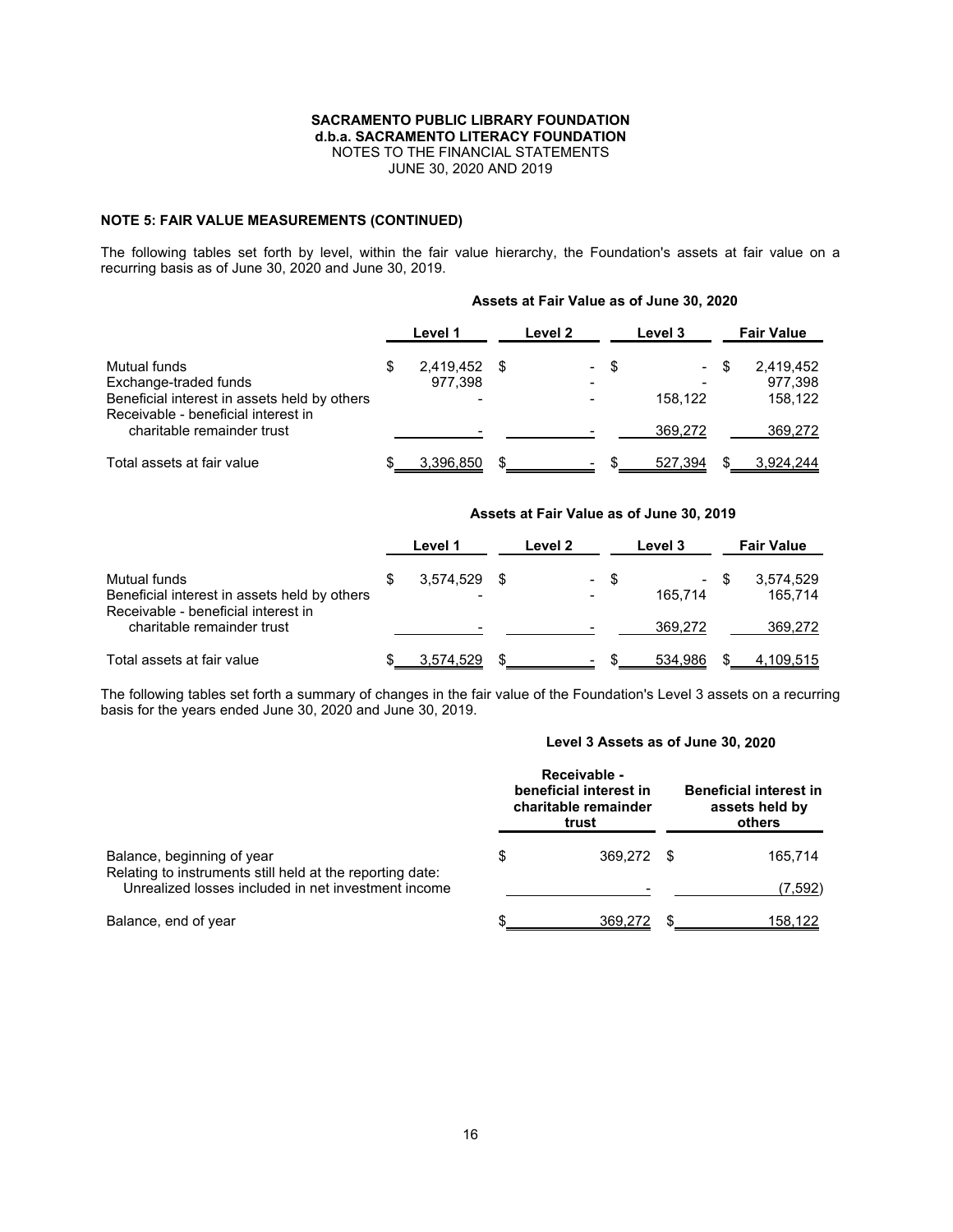**SACRAMENTO PUBLIC LIBRARY FOUNDATION**
**d.b.a. SACRAMENTO LITERACY FOUNDATION**
NOTES TO THE FINANCIAL STATEMENTS
JUNE 30, 2020 AND 2019

**NOTE 5: FAIR VALUE MEASUREMENTS (CONTINUED)**

The following tables set forth by level, within the fair value hierarchy, the Foundation's assets at fair value on a recurring basis as of June 30, 2020 and June 30, 2019.

**Assets at Fair Value as of June 30, 2020**

| | Level 1 | Level 2 | Level 3 | Fair Value |
|---|---|---|---|---|
| Mutual funds | $ 2,419,452 | $ - | $ - | $ 2,419,452 |
| Exchange-traded funds | 977,398 | - | - | 977,398 |
| Beneficial interest in assets held by others | - | - | 158,122 | 158,122 |
| Receivable - beneficial interest in charitable remainder trust | - | - | 369,272 | 369,272 |
| Total assets at fair value | $ 3,396,850 | $ - | $ 527,394 | $ 3,924,244 |

**Assets at Fair Value as of June 30, 2019**

| | Level 1 | Level 2 | Level 3 | Fair Value |
|---|---|---|---|---|
| Mutual funds | $ 3,574,529 | $ - | $ - | $ 3,574,529 |
| Beneficial interest in assets held by others | - | - | 165,714 | 165,714 |
| Receivable - beneficial interest in charitable remainder trust | - | - | 369,272 | 369,272 |
| Total assets at fair value | $ 3,574,529 | $ - | $ 534,986 | $ 4,109,515 |

The following tables set forth a summary of changes in the fair value of the Foundation's Level 3 assets on a recurring basis for the years ended June 30, 2020 and June 30, 2019.

**Level 3 Assets as of June 30, 2020**

| | Receivable - beneficial interest in charitable remainder trust | Beneficial interest in assets held by others |
|---|---|---|
| Balance, beginning of year | $ 369,272 | $ 165,714 |
| Relating to instruments still held at the reporting date: | | |
| Unrealized losses included in net investment income | - | (7,592) |
| Balance, end of year | $ 369,272 | $ 158,122 |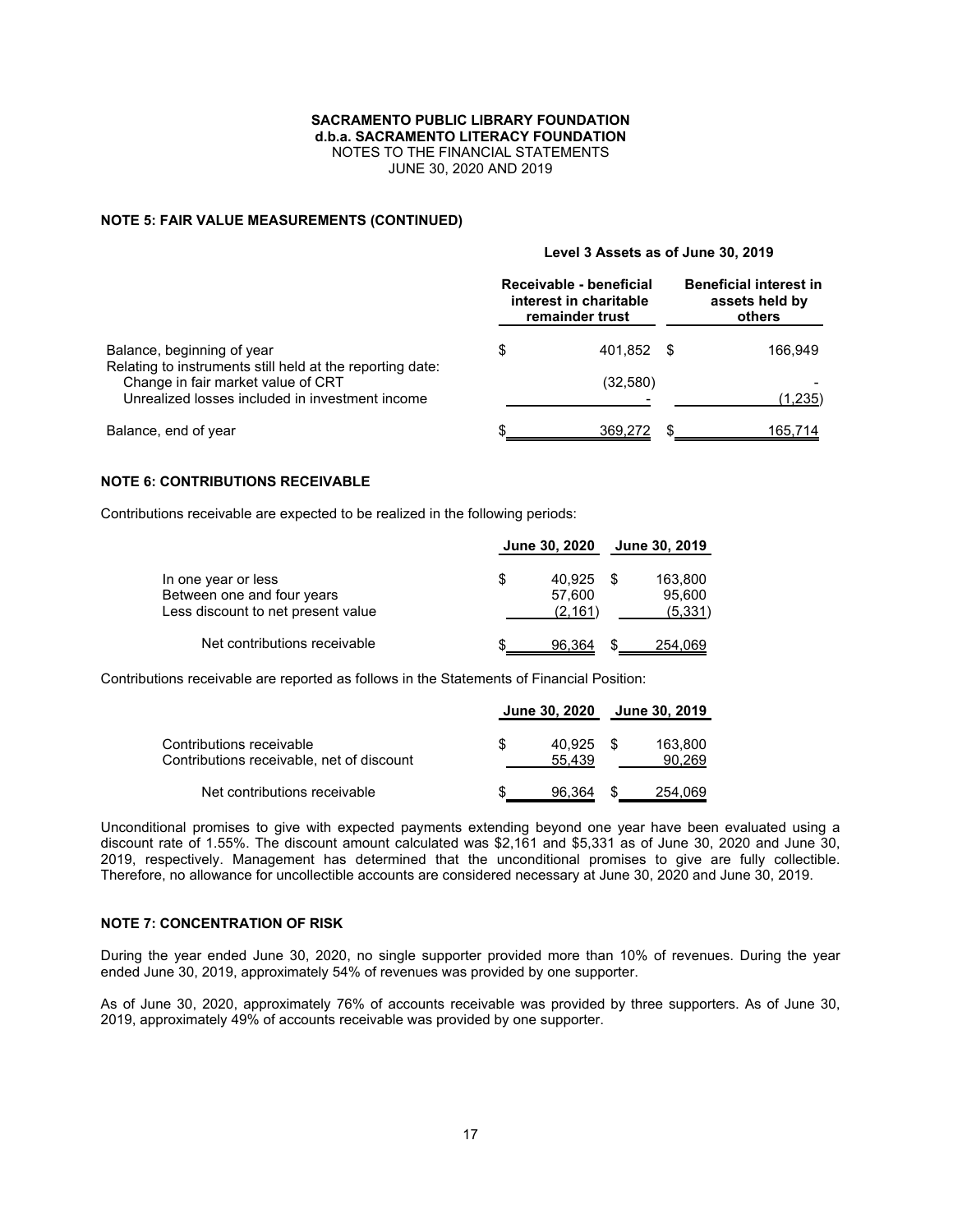# SACRAMENTO PUBLIC LIBRARY FOUNDATION
**d.b.a. SACRAMENTO LITERACY FOUNDATION**
NOTES TO THE FINANCIAL STATEMENTS
JUNE 30, 2020 AND 2019

**NOTE 5: FAIR VALUE MEASUREMENTS (CONTINUED)**

**Level 3 Assets as of June 30, 2019**

| | Receivable - beneficial interest in charitable remainder trust | Beneficial interest in assets held by others |
|---|---|---|
| Balance, beginning of year | $ 401,852 | $ 166,949 |
| Relating to instruments still held at the reporting date: | | |
| Change in fair market value of CRT | (32,580) | - |
| Unrealized losses included in investment income | - | (1,235) |
| Balance, end of year | $ 369,272 | $ 165,714 |

**NOTE 6: CONTRIBUTIONS RECEIVABLE**

Contributions receivable are expected to be realized in the following periods:

| | June 30, 2020 | June 30, 2019 |
|---|---|---|
| In one year or less | $ 40,925 | $ 163,800 |
| Between one and four years | 57,600 | 95,600 |
| Less discount to net present value | (2,161) | (5,331) |
| Net contributions receivable | $ 96,364 | $ 254,069 |

Contributions receivable are reported as follows in the Statements of Financial Position:

| | June 30, 2020 | June 30, 2019 |
|---|---|---|
| Contributions receivable | $ 40,925 | $ 163,800 |
| Contributions receivable, net of discount | 55,439 | 90,269 |
| Net contributions receivable | $ 96,364 | $ 254,069 |

Unconditional promises to give with expected payments extending beyond one year have been evaluated using a discount rate of 1.55%. The discount amount calculated was $2,161 and $5,331 as of June 30, 2020 and June 30, 2019, respectively. Management has determined that the unconditional promises to give are fully collectible. Therefore, no allowance for uncollectible accounts are considered necessary at June 30, 2020 and June 30, 2019.

**NOTE 7: CONCENTRATION OF RISK**

During the year ended June 30, 2020, no single supporter provided more than 10% of revenues. During the year ended June 30, 2019, approximately 54% of revenues was provided by one supporter.

As of June 30, 2020, approximately 76% of accounts receivable was provided by three supporters. As of June 30, 2019, approximately 49% of accounts receivable was provided by one supporter.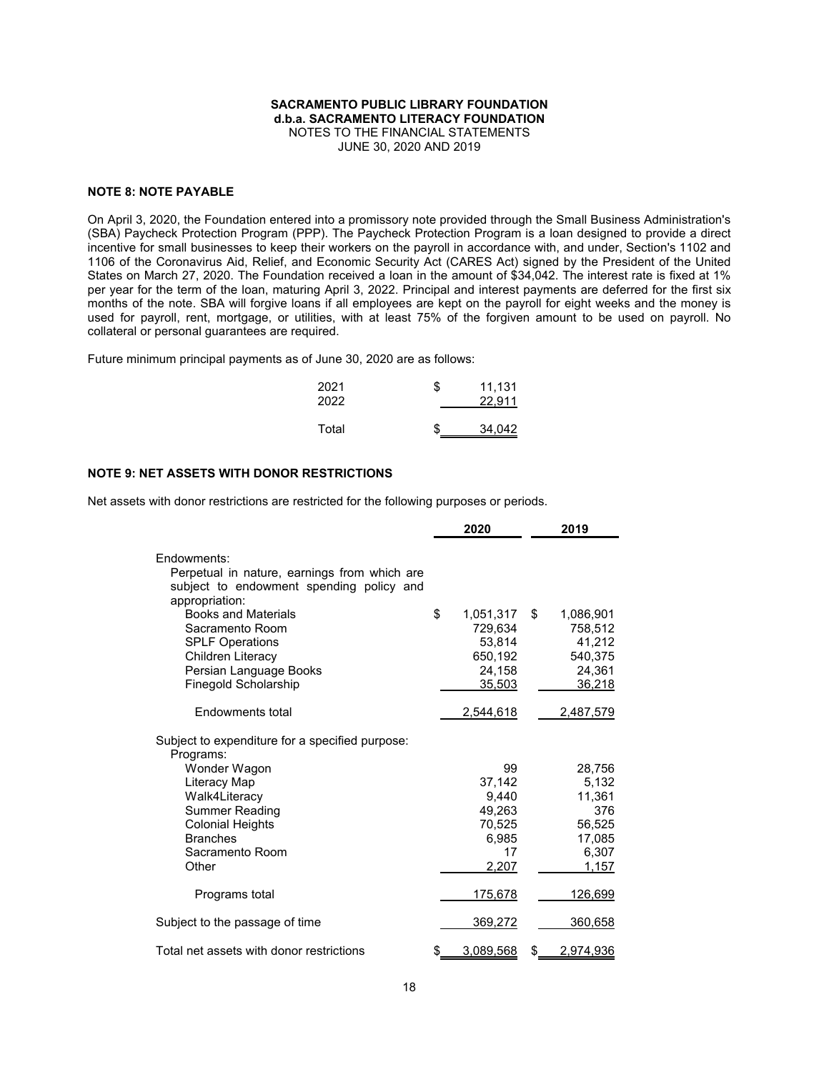## NOTE 8: NOTE PAYABLE

On April 3, 2020, the Foundation entered into a promissory note provided through the Small Business Administration's (SBA) Paycheck Protection Program (PPP). The Paycheck Protection Program is a loan designed to provide a direct incentive for small businesses to keep their workers on the payroll in accordance with, and under, Section's 1102 and 1106 of the Coronavirus Aid, Relief, and Economic Security Act (CARES Act) signed by the President of the United States on March 27, 2020. The Foundation received a loan in the amount of $34,042. The interest rate is fixed at 1% per year for the term of the loan, maturing April 3, 2022. Principal and interest payments are deferred for the first six months of the note. SBA will forgive loans if all employees are kept on the payroll for eight weeks and the money is used for payroll, rent, mortgage, or utilities, with at least 75% of the forgiven amount to be used on payroll. No collateral or personal guarantees are required.

Future minimum principal payments as of June 30, 2020 are as follows:

| | |
|---|---|
| 2021 | $ 11,131 |
| 2022 | 22,911 |
| Total | $ 34,042 |

## NOTE 9: NET ASSETS WITH DONOR RESTRICTIONS

Net assets with donor restrictions are restricted for the following purposes or periods.

| | 2020 | 2019 |
|---|---|---|
| Endowments: | | |
| Perpetual in nature, earnings from which are subject to endowment spending policy and appropriation: | | |
| Books and Materials | $ 1,051,317 | $ 1,086,901 |
| Sacramento Room | 729,634 | 758,512 |
| SPLF Operations | 53,814 | 41,212 |
| Children Literacy | 650,192 | 540,375 |
| Persian Language Books | 24,158 | 24,361 |
| Finegold Scholarship | 35,503 | 36,218 |
| Endowments total | 2,544,618 | 2,487,579 |
| Subject to expenditure for a specified purpose: | | |
| Programs: | | |
| Wonder Wagon | 99 | 28,756 |
| Literacy Map | 37,142 | 5,132 |
| Walk4Literacy | 9,440 | 11,361 |
| Summer Reading | 49,263 | 376 |
| Colonial Heights | 70,525 | 56,525 |
| Branches | 6,985 | 17,085 |
| Sacramento Room | 17 | 6,307 |
| Other | 2,207 | 1,157 |
| Programs total | 175,678 | 126,699 |
| Subject to the passage of time | 369,272 | 360,658 |
| Total net assets with donor restrictions | $ 3,089,568 | $ 2,974,936 |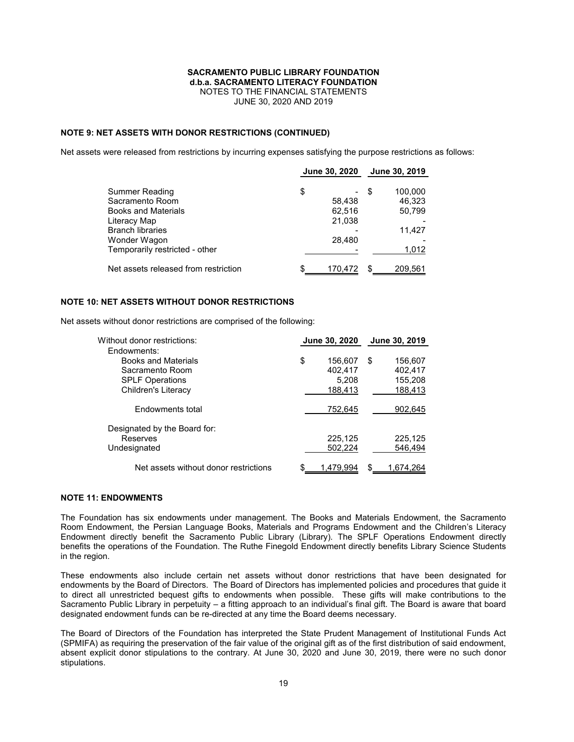**SACRAMENTO PUBLIC LIBRARY FOUNDATION**
**d.b.a. SACRAMENTO LITERACY FOUNDATION**
NOTES TO THE FINANCIAL STATEMENTS
JUNE 30, 2020 AND 2019

### NOTE 9: NET ASSETS WITH DONOR RESTRICTIONS (CONTINUED)

Net assets were released from restrictions by incurring expenses satisfying the purpose restrictions as follows:

| | June 30, 2020 | June 30, 2019 |
|---|---|---|
| Summer Reading | $ - | $ 100,000 |
| Sacramento Room | 58,438 | 46,323 |
| Books and Materials | 62,516 | 50,799 |
| Literacy Map | 21,038 | - |
| Branch libraries | - | 11,427 |
| Wonder Wagon | 28,480 | - |
| Temporarily restricted - other | - | 1,012 |
| Net assets released from restriction | $ 170,472 | $ 209,561 |

### NOTE 10: NET ASSETS WITHOUT DONOR RESTRICTIONS

Net assets without donor restrictions are comprised of the following:

| | June 30, 2020 | June 30, 2019 |
|---|---|---|
| Without donor restrictions: | | |
| Endowments: | | |
| Books and Materials | $ 156,607 | $ 156,607 |
| Sacramento Room | 402,417 | 402,417 |
| SPLF Operations | 5,208 | 155,208 |
| Children's Literacy | 188,413 | 188,413 |
| Endowments total | 752,645 | 902,645 |
| Designated by the Board for: | | |
| Reserves | 225,125 | 225,125 |
| Undesignated | 502,224 | 546,494 |
| Net assets without donor restrictions | $ 1,479,994 | $ 1,674,264 |

### NOTE 11: ENDOWMENTS

The Foundation has six endowments under management. The Books and Materials Endowment, the Sacramento Room Endowment, the Persian Language Books, Materials and Programs Endowment and the Children's Literacy Endowment directly benefit the Sacramento Public Library (Library). The SPLF Operations Endowment directly benefits the operations of the Foundation. The Ruthe Finegold Endowment directly benefits Library Science Students in the region.

These endowments also include certain net assets without donor restrictions that have been designated for endowments by the Board of Directors. The Board of Directors has implemented policies and procedures that guide it to direct all unrestricted bequest gifts to endowments when possible. These gifts will make contributions to the Sacramento Public Library in perpetuity – a fitting approach to an individual's final gift. The Board is aware that board designated endowment funds can be re-directed at any time the Board deems necessary.

The Board of Directors of the Foundation has interpreted the State Prudent Management of Institutional Funds Act (SPMIFA) as requiring the preservation of the fair value of the original gift as of the first distribution of said endowment, absent explicit donor stipulations to the contrary. At June 30, 2020 and June 30, 2019, there were no such donor stipulations.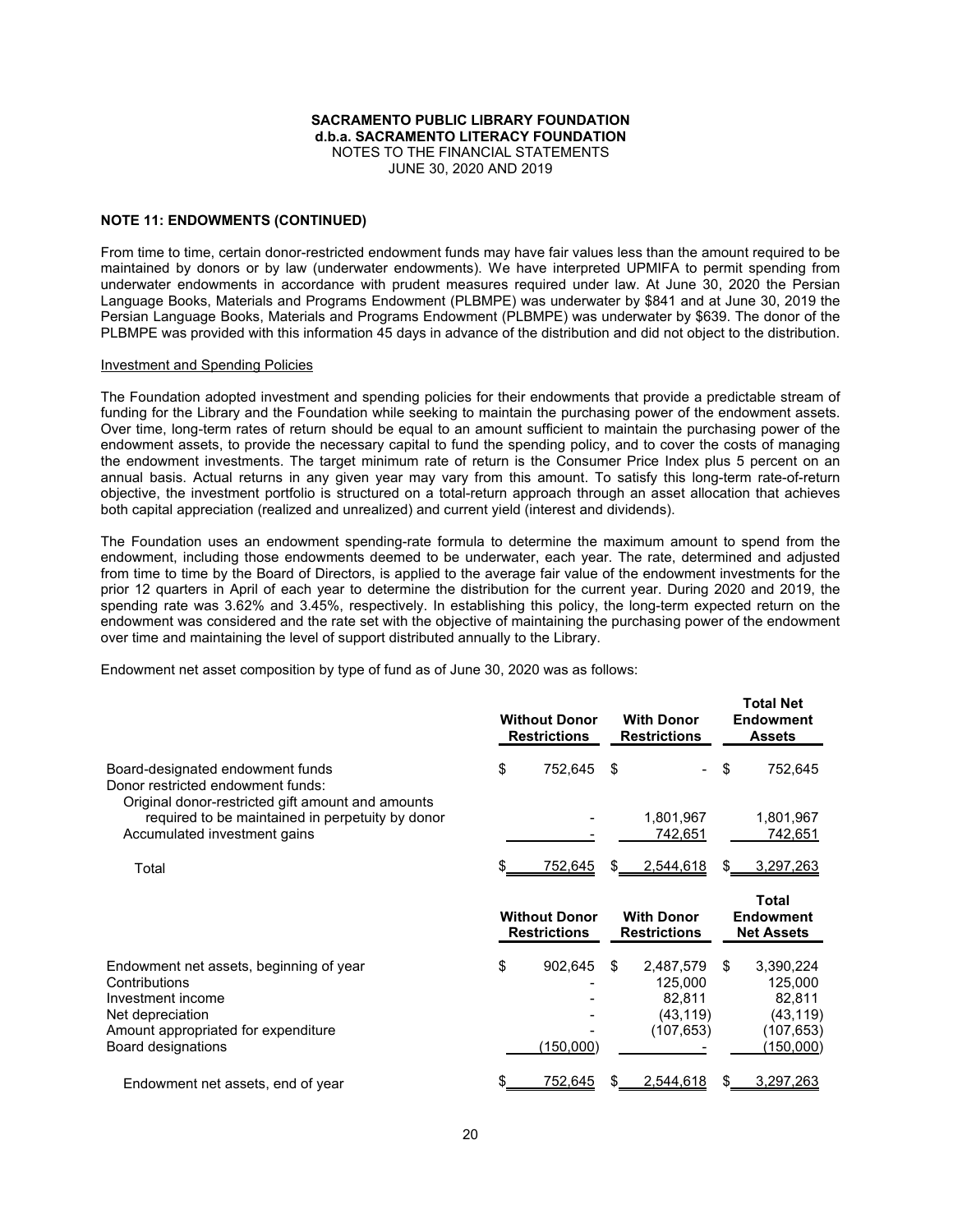**SACRAMENTO PUBLIC LIBRARY FOUNDATION**
**d.b.a. SACRAMENTO LITERACY FOUNDATION**
NOTES TO THE FINANCIAL STATEMENTS
JUNE 30, 2020 AND 2019

**NOTE 11: ENDOWMENTS (CONTINUED)**

From time to time, certain donor-restricted endowment funds may have fair values less than the amount required to be maintained by donors or by law (underwater endowments). We have interpreted UPMIFA to permit spending from underwater endowments in accordance with prudent measures required under law. At June 30, 2020 the Persian Language Books, Materials and Programs Endowment (PLBMPE) was underwater by $841 and at June 30, 2019 the Persian Language Books, Materials and Programs Endowment (PLBMPE) was underwater by $639. The donor of the PLBMPE was provided with this information 45 days in advance of the distribution and did not object to the distribution.

Investment and Spending Policies

The Foundation adopted investment and spending policies for their endowments that provide a predictable stream of funding for the Library and the Foundation while seeking to maintain the purchasing power of the endowment assets. Over time, long-term rates of return should be equal to an amount sufficient to maintain the purchasing power of the endowment assets, to provide the necessary capital to fund the spending policy, and to cover the costs of managing the endowment investments. The target minimum rate of return is the Consumer Price Index plus 5 percent on an annual basis. Actual returns in any given year may vary from this amount. To satisfy this long-term rate-of-return objective, the investment portfolio is structured on a total-return approach through an asset allocation that achieves both capital appreciation (realized and unrealized) and current yield (interest and dividends).

The Foundation uses an endowment spending-rate formula to determine the maximum amount to spend from the endowment, including those endowments deemed to be underwater, each year. The rate, determined and adjusted from time to time by the Board of Directors, is applied to the average fair value of the endowment investments for the prior 12 quarters in April of each year to determine the distribution for the current year. During 2020 and 2019, the spending rate was 3.62% and 3.45%, respectively. In establishing this policy, the long-term expected return on the endowment was considered and the rate set with the objective of maintaining the purchasing power of the endowment over time and maintaining the level of support distributed annually to the Library.

Endowment net asset composition by type of fund as of June 30, 2020 was as follows:

| | Without Donor Restrictions | With Donor Restrictions | Total Net Endowment Assets |
|---|---|---|---|
| Board-designated endowment funds | $ 752,645 | $ - | $ 752,645 |
| Donor restricted endowment funds: | | | |
| Original donor-restricted gift amount and amounts required to be maintained in perpetuity by donor | - | 1,801,967 | 1,801,967 |
| Accumulated investment gains | - | 742,651 | 742,651 |
| Total | $ 752,645 | $ 2,544,618 | $ 3,297,263 |

| | Without Donor Restrictions | With Donor Restrictions | Total Endowment Net Assets |
|---|---|---|---|
| Endowment net assets, beginning of year | $ 902,645 | $ 2,487,579 | $ 3,390,224 |
| Contributions | - | 125,000 | 125,000 |
| Investment income | - | 82,811 | 82,811 |
| Net depreciation | - | (43,119) | (43,119) |
| Amount appropriated for expenditure | - | (107,653) | (107,653) |
| Board designations | (150,000) | - | (150,000) |
| Endowment net assets, end of year | $ 752,645 | $ 2,544,618 | $ 3,297,263 |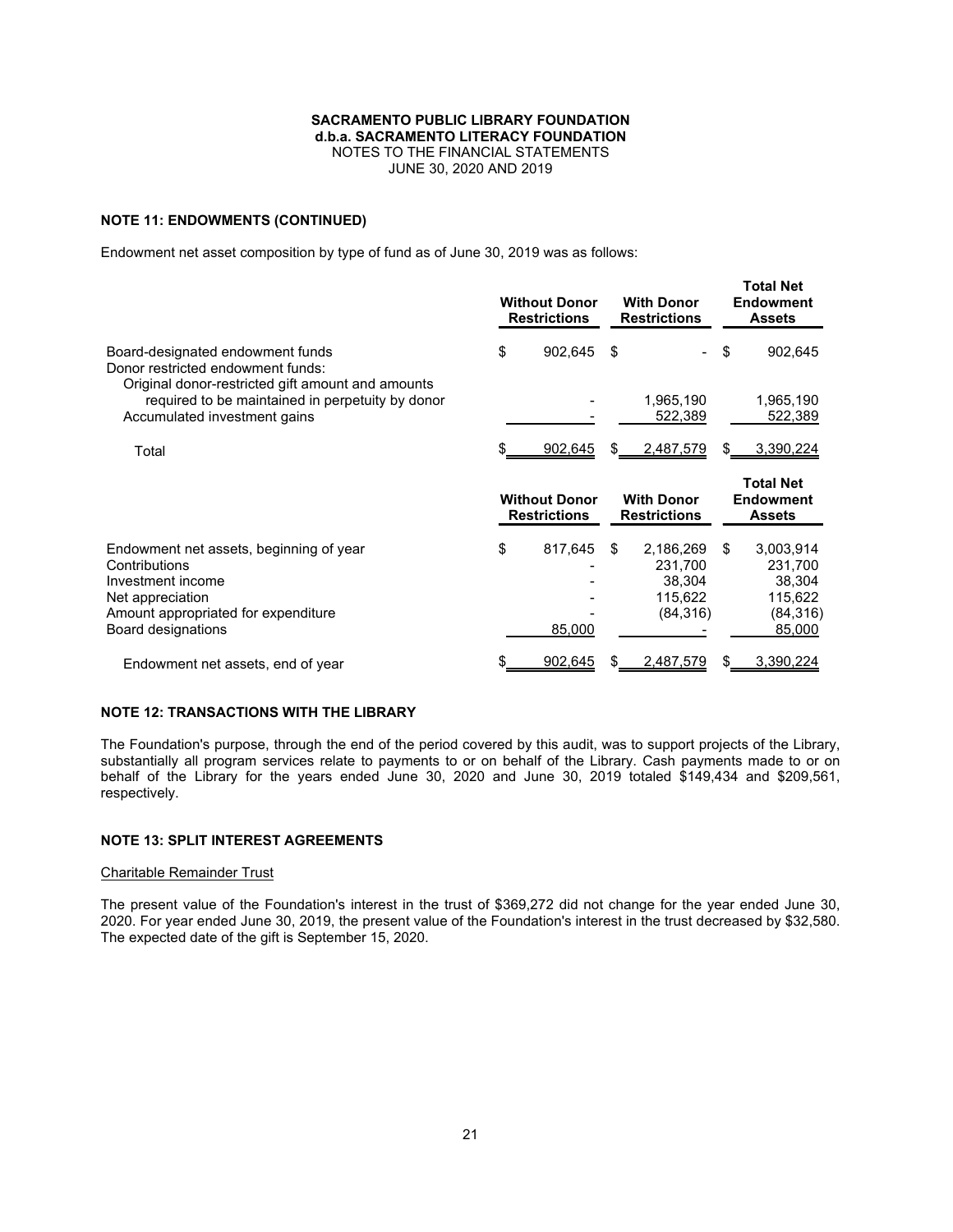**SACRAMENTO PUBLIC LIBRARY FOUNDATION**
**d.b.a. SACRAMENTO LITERACY FOUNDATION**
NOTES TO THE FINANCIAL STATEMENTS
JUNE 30, 2020 AND 2019

**NOTE 11: ENDOWMENTS (CONTINUED)**

Endowment net asset composition by type of fund as of June 30, 2019 was as follows:

| | Without Donor Restrictions | With Donor Restrictions | Total Net Endowment Assets |
|---|---|---|---|
| Board-designated endowment funds | $ 902,645 | $ - | $ 902,645 |
| Donor restricted endowment funds: | | | |
| Original donor-restricted gift amount and amounts required to be maintained in perpetuity by donor | - | 1,965,190 | 1,965,190 |
| Accumulated investment gains | - | 522,389 | 522,389 |
| Total | $ 902,645 | $ 2,487,579 | $ 3,390,224 |

| | Without Donor Restrictions | With Donor Restrictions | Total Net Endowment Assets |
|---|---|---|---|
| Endowment net assets, beginning of year | $ 817,645 | $ 2,186,269 | $ 3,003,914 |
| Contributions | - | 231,700 | 231,700 |
| Investment income | - | 38,304 | 38,304 |
| Net appreciation | - | 115,622 | 115,622 |
| Amount appropriated for expenditure | - | (84,316) | (84,316) |
| Board designations | 85,000 | - | 85,000 |
| Endowment net assets, end of year | $ 902,645 | $ 2,487,579 | $ 3,390,224 |

**NOTE 12: TRANSACTIONS WITH THE LIBRARY**

The Foundation's purpose, through the end of the period covered by this audit, was to support projects of the Library, substantially all program services relate to payments to or on behalf of the Library. Cash payments made to or on behalf of the Library for the years ended June 30, 2020 and June 30, 2019 totaled $149,434 and $209,561, respectively.

**NOTE 13: SPLIT INTEREST AGREEMENTS**

Charitable Remainder Trust

The present value of the Foundation's interest in the trust of $369,272 did not change for the year ended June 30, 2020. For year ended June 30, 2019, the present value of the Foundation's interest in the trust decreased by $32,580. The expected date of the gift is September 15, 2020.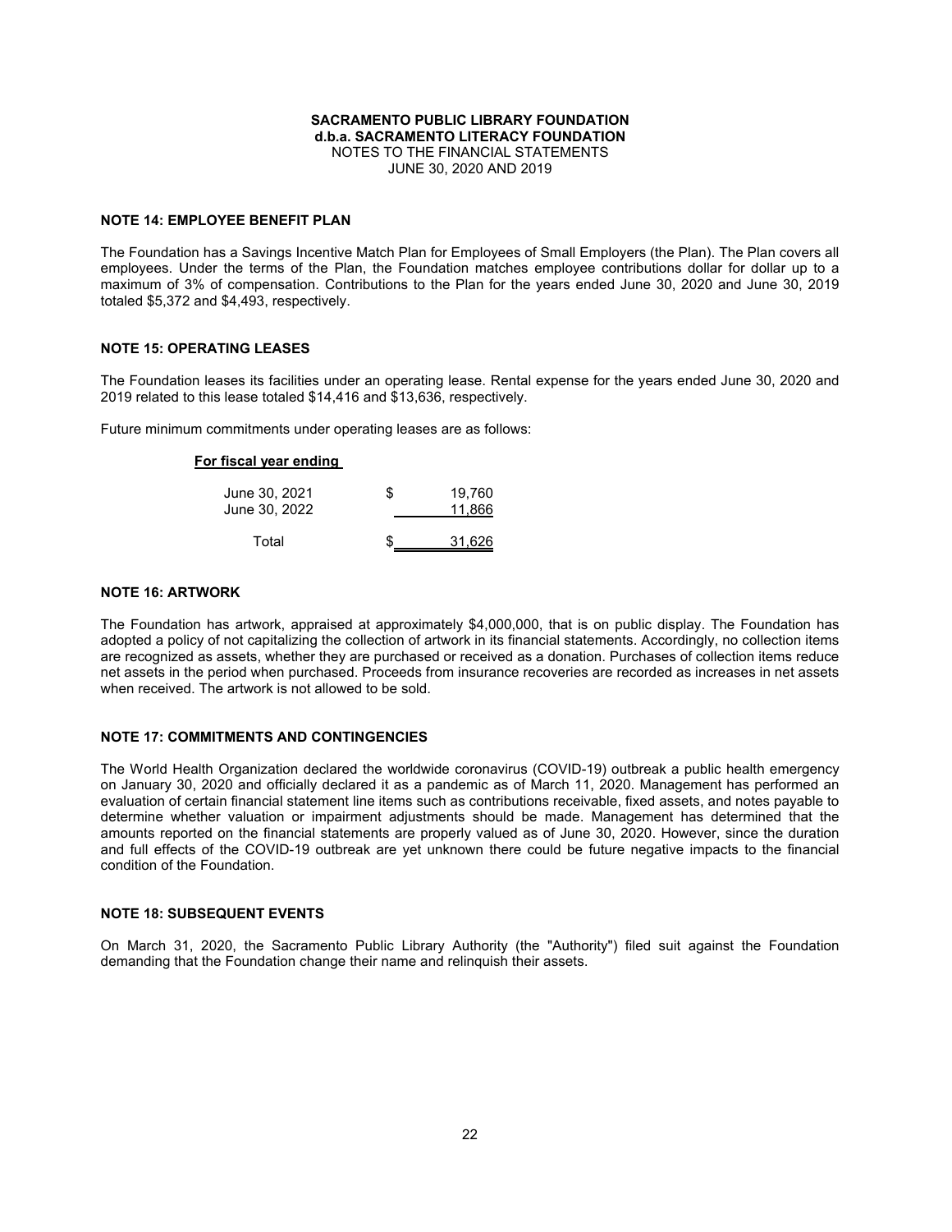**SACRAMENTO PUBLIC LIBRARY FOUNDATION**
**d.b.a. SACRAMENTO LITERACY FOUNDATION**
NOTES TO THE FINANCIAL STATEMENTS
JUNE 30, 2020 AND 2019

### NOTE 14: EMPLOYEE BENEFIT PLAN

The Foundation has a Savings Incentive Match Plan for Employees of Small Employers (the Plan). The Plan covers all employees. Under the terms of the Plan, the Foundation matches employee contributions dollar for dollar up to a maximum of 3% of compensation. Contributions to the Plan for the years ended June 30, 2020 and June 30, 2019 totaled $5,372 and $4,493, respectively.

### NOTE 15: OPERATING LEASES

The Foundation leases its facilities under an operating lease. Rental expense for the years ended June 30, 2020 and 2019 related to this lease totaled $14,416 and $13,636, respectively.

Future minimum commitments under operating leases are as follows:

| For fiscal year ending | | |
|---|---|---|
| June 30, 2021 | $ | 19,760 |
| June 30, 2022 | | 11,866 |
| Total | $ | 31,626 |

### NOTE 16: ARTWORK

The Foundation has artwork, appraised at approximately $4,000,000, that is on public display. The Foundation has adopted a policy of not capitalizing the collection of artwork in its financial statements. Accordingly, no collection items are recognized as assets, whether they are purchased or received as a donation. Purchases of collection items reduce net assets in the period when purchased. Proceeds from insurance recoveries are recorded as increases in net assets when received. The artwork is not allowed to be sold.

### NOTE 17: COMMITMENTS AND CONTINGENCIES

The World Health Organization declared the worldwide coronavirus (COVID-19) outbreak a public health emergency on January 30, 2020 and officially declared it as a pandemic as of March 11, 2020. Management has performed an evaluation of certain financial statement line items such as contributions receivable, fixed assets, and notes payable to determine whether valuation or impairment adjustments should be made. Management has determined that the amounts reported on the financial statements are properly valued as of June 30, 2020. However, since the duration and full effects of the COVID-19 outbreak are yet unknown there could be future negative impacts to the financial condition of the Foundation.

### NOTE 18: SUBSEQUENT EVENTS

On March 31, 2020, the Sacramento Public Library Authority (the "Authority") filed suit against the Foundation demanding that the Foundation change their name and relinquish their assets.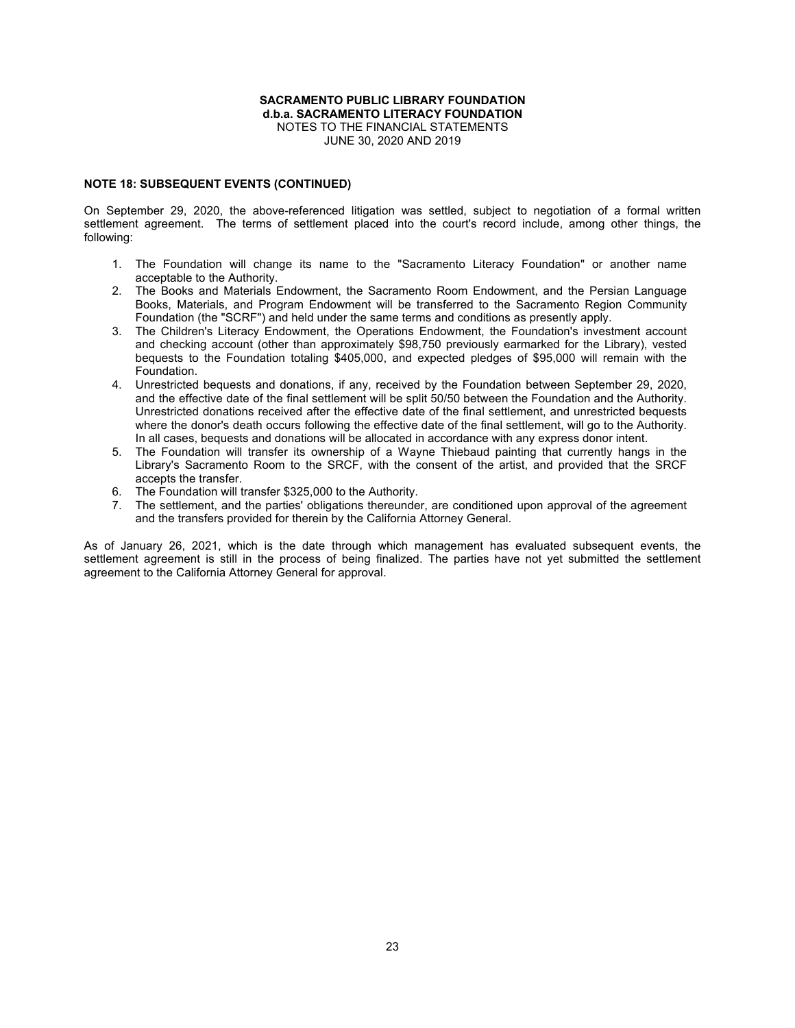**SACRAMENTO PUBLIC LIBRARY FOUNDATION**
**d.b.a. SACRAMENTO LITERACY FOUNDATION**
NOTES TO THE FINANCIAL STATEMENTS
JUNE 30, 2020 AND 2019

### NOTE 18: SUBSEQUENT EVENTS (CONTINUED)

On September 29, 2020, the above-referenced litigation was settled, subject to negotiation of a formal written settlement agreement. The terms of settlement placed into the court's record include, among other things, the following:

1. The Foundation will change its name to the "Sacramento Literacy Foundation" or another name acceptable to the Authority.
2. The Books and Materials Endowment, the Sacramento Room Endowment, and the Persian Language Books, Materials, and Program Endowment will be transferred to the Sacramento Region Community Foundation (the "SCRF") and held under the same terms and conditions as presently apply.
3. The Children's Literacy Endowment, the Operations Endowment, the Foundation's investment account and checking account (other than approximately $98,750 previously earmarked for the Library), vested bequests to the Foundation totaling $405,000, and expected pledges of $95,000 will remain with the Foundation.
4. Unrestricted bequests and donations, if any, received by the Foundation between September 29, 2020, and the effective date of the final settlement will be split 50/50 between the Foundation and the Authority. Unrestricted donations received after the effective date of the final settlement, and unrestricted bequests where the donor's death occurs following the effective date of the final settlement, will go to the Authority. In all cases, bequests and donations will be allocated in accordance with any express donor intent.
5. The Foundation will transfer its ownership of a Wayne Thiebaud painting that currently hangs in the Library's Sacramento Room to the SRCF, with the consent of the artist, and provided that the SRCF accepts the transfer.
6. The Foundation will transfer $325,000 to the Authority.
7. The settlement, and the parties' obligations thereunder, are conditioned upon approval of the agreement and the transfers provided for therein by the California Attorney General.

As of January 26, 2021, which is the date through which management has evaluated subsequent events, the settlement agreement is still in the process of being finalized. The parties have not yet submitted the settlement agreement to the California Attorney General for approval.